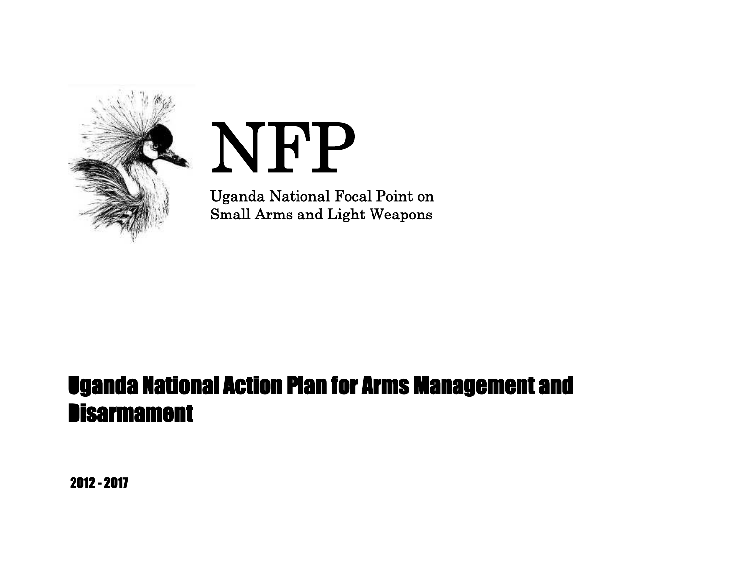NFP

Uganda National Focal Point on
Small Arms and Light Weapons

# Uganda National Action Plan for Arms Management and Disarmament

2012 - 2017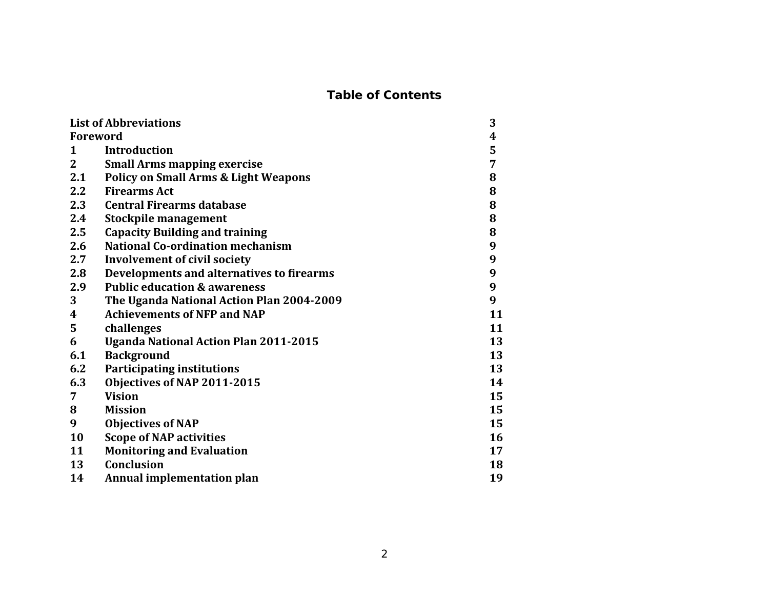# Table of Contents

| | | |
|---|---|---|
| **List of Abbreviations** | | **3** |
| **Foreword** | | **4** |
| **1** | **Introduction** | **5** |
| **2** | **Small Arms mapping exercise** | **7** |
| **2.1** | **Policy on Small Arms & Light Weapons** | **8** |
| **2.2** | **Firearms Act** | **8** |
| **2.3** | **Central Firearms database** | **8** |
| **2.4** | **Stockpile management** | **8** |
| **2.5** | **Capacity Building and training** | **8** |
| **2.6** | **National Co-ordination mechanism** | **9** |
| **2.7** | **Involvement of civil society** | **9** |
| **2.8** | **Developments and alternatives to firearms** | **9** |
| **2.9** | **Public education & awareness** | **9** |
| **3** | **The Uganda National Action Plan 2004-2009** | **9** |
| **4** | **Achievements of NFP and NAP** | **11** |
| **5** | **challenges** | **11** |
| **6** | **Uganda National Action Plan 2011-2015** | **13** |
| **6.1** | **Background** | **13** |
| **6.2** | **Participating institutions** | **13** |
| **6.3** | **Objectives of NAP 2011-2015** | **14** |
| **7** | **Vision** | **15** |
| **8** | **Mission** | **15** |
| **9** | **Objectives of NAP** | **15** |
| **10** | **Scope of NAP activities** | **16** |
| **11** | **Monitoring and Evaluation** | **17** |
| **13** | **Conclusion** | **18** |
| **14** | **Annual implementation plan** | **19** |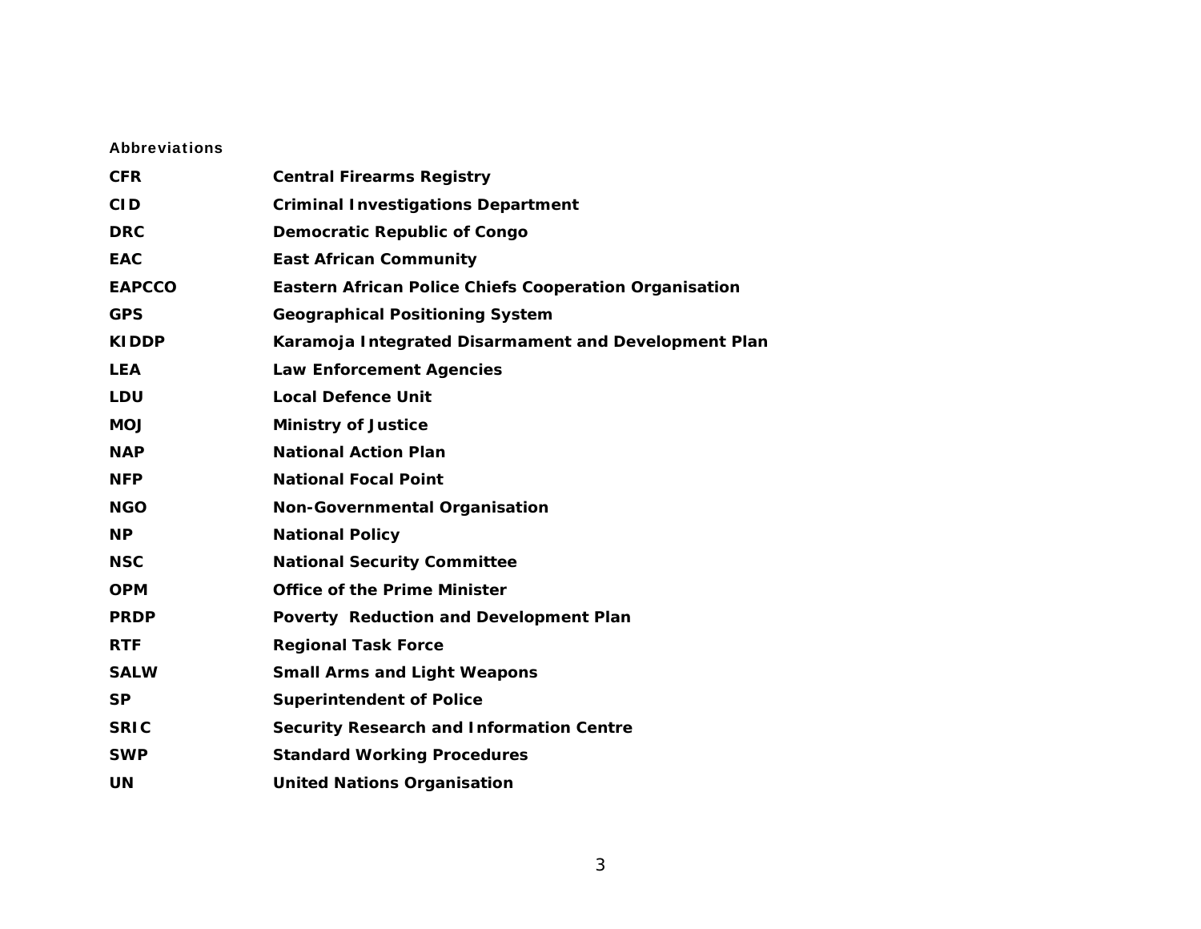## Abbreviations

| | |
|---|---|
| **CFR** | **Central Firearms Registry** |
| **CID** | **Criminal Investigations Department** |
| **DRC** | **Democratic Republic of Congo** |
| **EAC** | **East African Community** |
| **EAPCCO** | **Eastern African Police Chiefs Cooperation Organisation** |
| **GPS** | **Geographical Positioning System** |
| **KIDDP** | **Karamoja Integrated Disarmament and Development Plan** |
| **LEA** | **Law Enforcement Agencies** |
| **LDU** | **Local Defence Unit** |
| **MOJ** | **Ministry of Justice** |
| **NAP** | **National Action Plan** |
| **NFP** | **National Focal Point** |
| **NGO** | **Non-Governmental Organisation** |
| **NP** | **National Policy** |
| **NSC** | **National Security Committee** |
| **OPM** | **Office of the Prime Minister** |
| **PRDP** | **Poverty Reduction and Development Plan** |
| **RTF** | **Regional Task Force** |
| **SALW** | **Small Arms and Light Weapons** |
| **SP** | **Superintendent of Police** |
| **SRIC** | **Security Research and Information Centre** |
| **SWP** | **Standard Working Procedures** |
| **UN** | **United Nations Organisation** |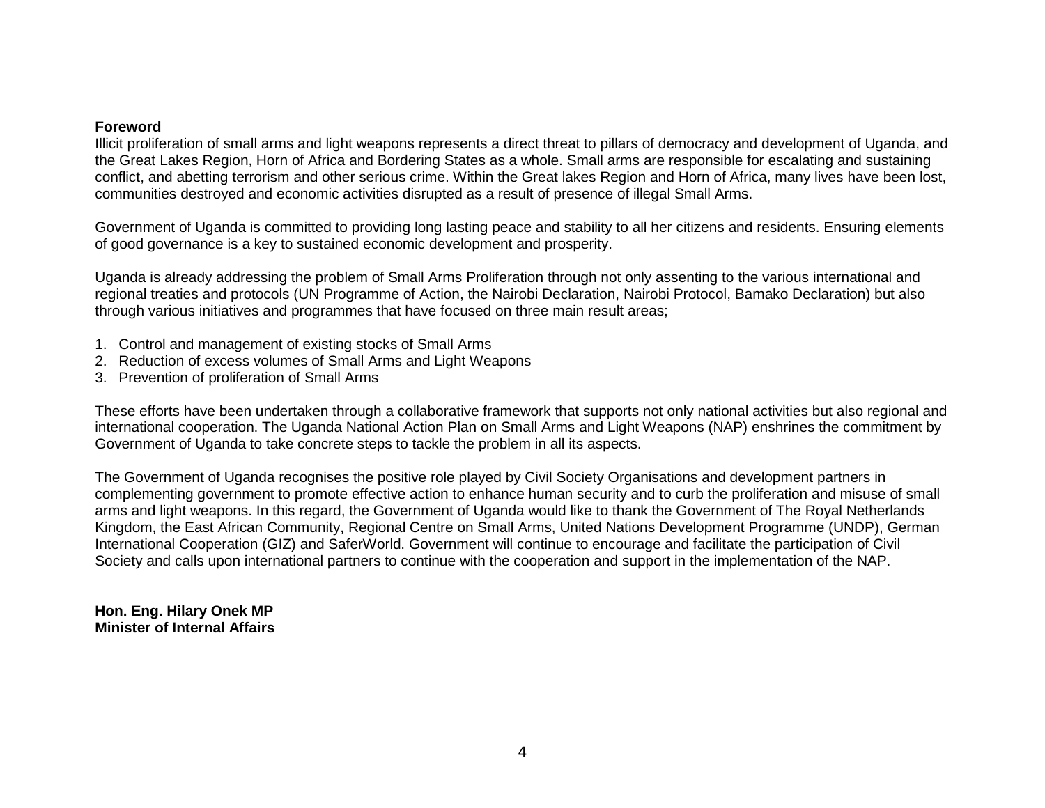**Foreword**

Illicit proliferation of small arms and light weapons represents a direct threat to pillars of democracy and development of Uganda, and the Great Lakes Region, Horn of Africa and Bordering States as a whole. Small arms are responsible for escalating and sustaining conflict, and abetting terrorism and other serious crime. Within the Great lakes Region and Horn of Africa, many lives have been lost, communities destroyed and economic activities disrupted as a result of presence of illegal Small Arms.

Government of Uganda is committed to providing long lasting peace and stability to all her citizens and residents. Ensuring elements of good governance is a key to sustained economic development and prosperity.

Uganda is already addressing the problem of Small Arms Proliferation through not only assenting to the various international and regional treaties and protocols (UN Programme of Action, the Nairobi Declaration, Nairobi Protocol, Bamako Declaration) but also through various initiatives and programmes that have focused on three main result areas;

1. Control and management of existing stocks of Small Arms
2. Reduction of excess volumes of Small Arms and Light Weapons
3. Prevention of proliferation of Small Arms

These efforts have been undertaken through a collaborative framework that supports not only national activities but also regional and international cooperation. The Uganda National Action Plan on Small Arms and Light Weapons (NAP) enshrines the commitment by Government of Uganda to take concrete steps to tackle the problem in all its aspects.

The Government of Uganda recognises the positive role played by Civil Society Organisations and development partners in complementing government to promote effective action to enhance human security and to curb the proliferation and misuse of small arms and light weapons. In this regard, the Government of Uganda would like to thank the Government of The Royal Netherlands Kingdom, the East African Community, Regional Centre on Small Arms, United Nations Development Programme (UNDP), German International Cooperation (GIZ) and SaferWorld. Government will continue to encourage and facilitate the participation of Civil Society and calls upon international partners to continue with the cooperation and support in the implementation of the NAP.

**Hon. Eng. Hilary Onek MP**
**Minister of Internal Affairs**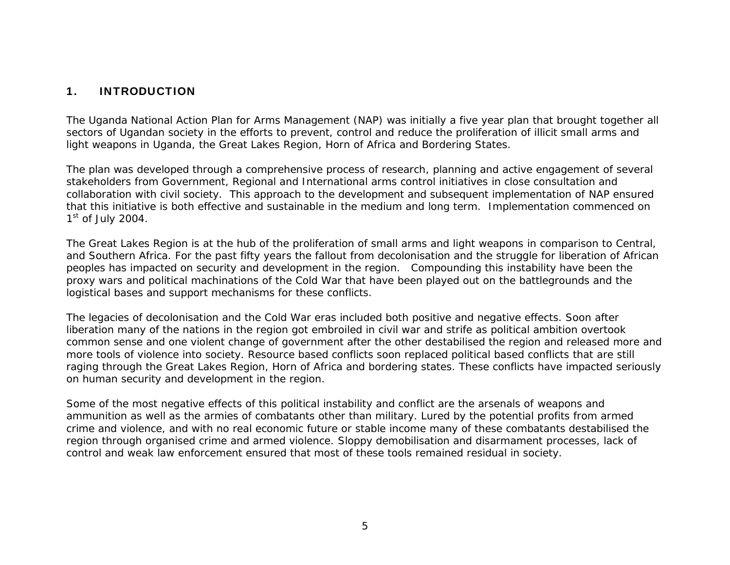# 1. INTRODUCTION

The Uganda National Action Plan for Arms Management (NAP) was initially a five year plan that brought together all sectors of Ugandan society in the efforts to prevent, control and reduce the proliferation of illicit small arms and light weapons in Uganda, the Great Lakes Region, Horn of Africa and Bordering States.

The plan was developed through a comprehensive process of research, planning and active engagement of several stakeholders from Government, Regional and International arms control initiatives in close consultation and collaboration with civil society. This approach to the development and subsequent implementation of NAP ensured that this initiative is both effective and sustainable in the medium and long term. Implementation commenced on 1st of July 2004.

The Great Lakes Region is at the hub of the proliferation of small arms and light weapons in comparison to Central, and Southern Africa. For the past fifty years the fallout from decolonisation and the struggle for liberation of African peoples has impacted on security and development in the region. Compounding this instability have been the proxy wars and political machinations of the Cold War that have been played out on the battlegrounds and the logistical bases and support mechanisms for these conflicts.

The legacies of decolonisation and the Cold War eras included both positive and negative effects. Soon after liberation many of the nations in the region got embroiled in civil war and strife as political ambition overtook common sense and one violent change of government after the other destabilised the region and released more and more tools of violence into society. Resource based conflicts soon replaced political based conflicts that are still raging through the Great Lakes Region, Horn of Africa and bordering states. These conflicts have impacted seriously on human security and development in the region.

Some of the most negative effects of this political instability and conflict are the arsenals of weapons and ammunition as well as the armies of combatants other than military. Lured by the potential profits from armed crime and violence, and with no real economic future or stable income many of these combatants destabilised the region through organised crime and armed violence. Sloppy demobilisation and disarmament processes, lack of control and weak law enforcement ensured that most of these tools remained residual in society.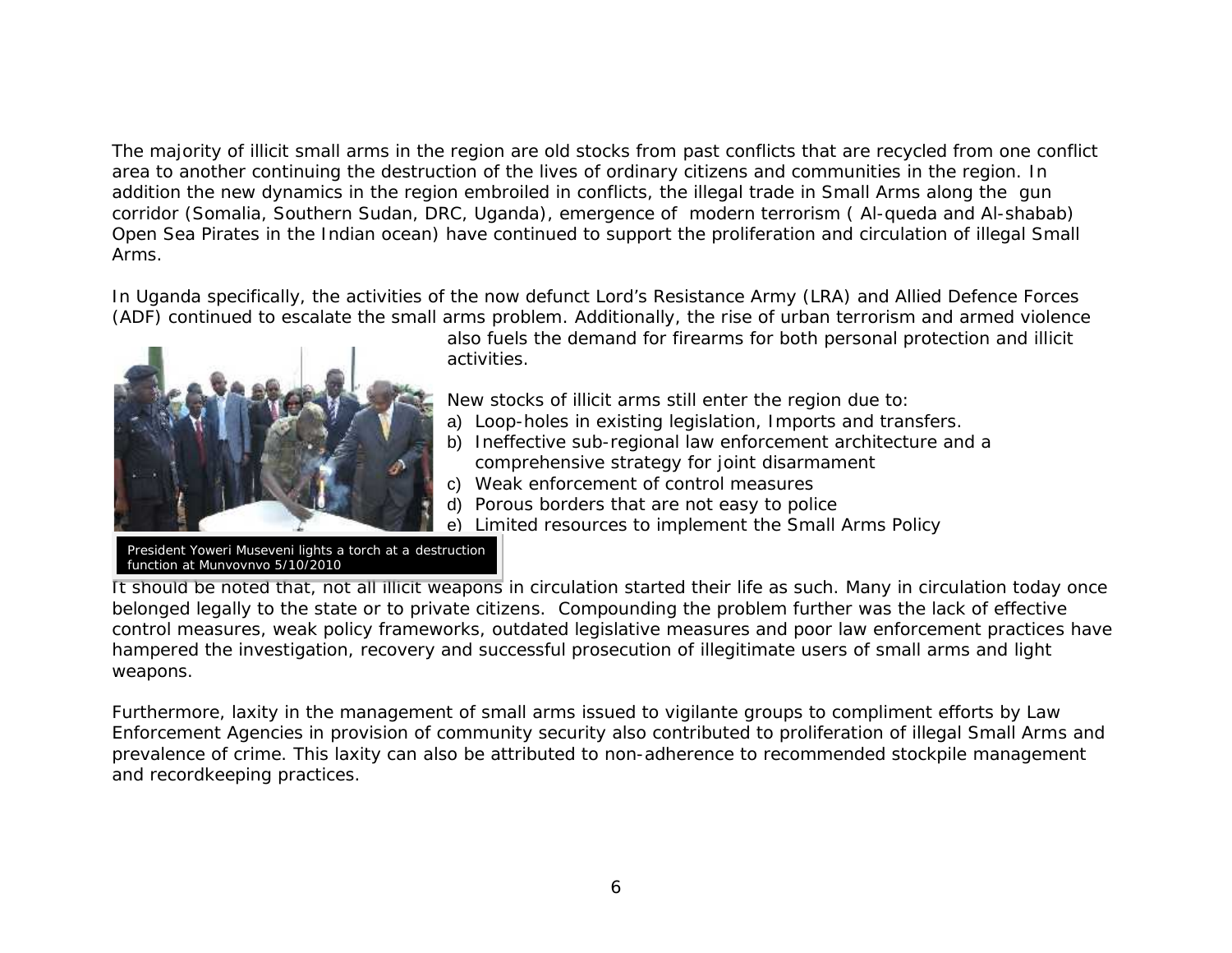The majority of illicit small arms in the region are old stocks from past conflicts that are recycled from one conflict area to another continuing the destruction of the lives of ordinary citizens and communities in the region. In addition the new dynamics in the region embroiled in conflicts, the illegal trade in Small Arms along the gun corridor (Somalia, Southern Sudan, DRC, Uganda), emergence of modern terrorism ( Al-queda and Al-shabab) Open Sea Pirates in the Indian ocean) have continued to support the proliferation and circulation of illegal Small Arms.

In Uganda specifically, the activities of the now defunct Lord's Resistance Army (LRA) and Allied Defence Forces (ADF) continued to escalate the small arms problem. Additionally, the rise of urban terrorism and armed violence also fuels the demand for firearms for both personal protection and illicit activities.

New stocks of illicit arms still enter the region due to:

a) Loop-holes in existing legislation, Imports and transfers.
b) Ineffective sub-regional law enforcement architecture and a comprehensive strategy for joint disarmament
c) Weak enforcement of control measures
d) Porous borders that are not easy to police
e) Limited resources to implement the Small Arms Policy

President Yoweri Museveni lights a torch at a destruction function at Munvovnvo 5/10/2010

It should be noted that, not all illicit weapons in circulation started their life as such. Many in circulation today once belonged legally to the state or to private citizens. Compounding the problem further was the lack of effective control measures, weak policy frameworks, outdated legislative measures and poor law enforcement practices have hampered the investigation, recovery and successful prosecution of illegitimate users of small arms and light weapons.

Furthermore, laxity in the management of small arms issued to vigilante groups to compliment efforts by Law Enforcement Agencies in provision of community security also contributed to proliferation of illegal Small Arms and prevalence of crime. This laxity can also be attributed to non-adherence to recommended stockpile management and recordkeeping practices.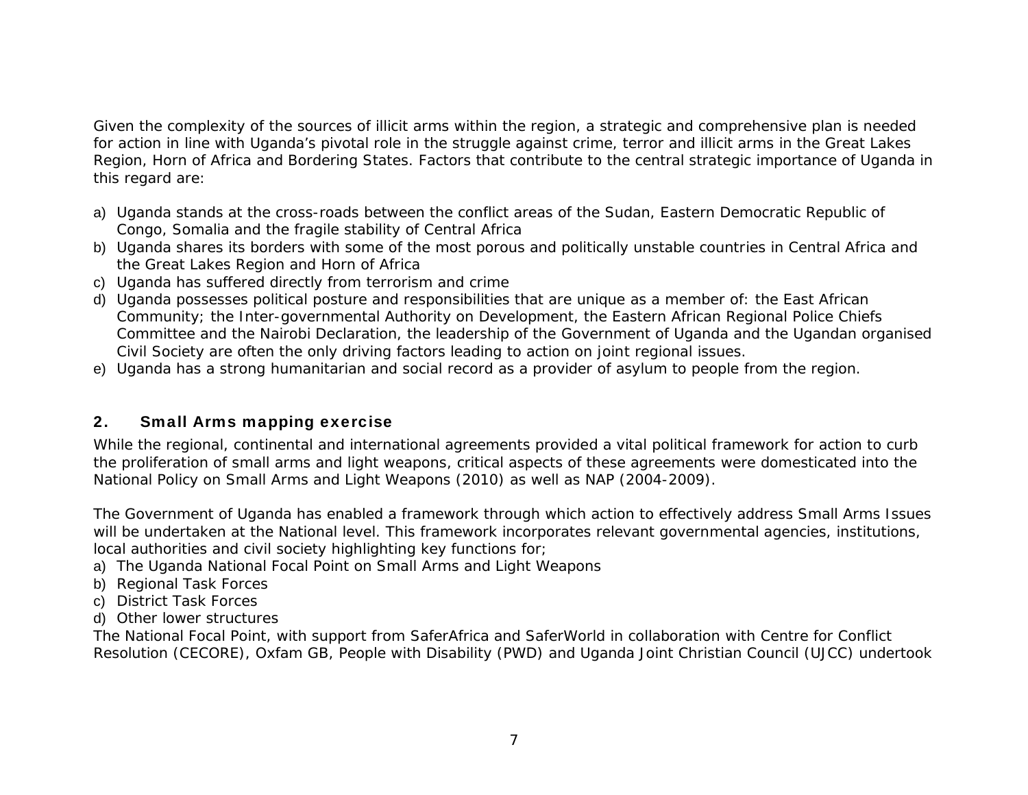Given the complexity of the sources of illicit arms within the region, a strategic and comprehensive plan is needed for action in line with Uganda's pivotal role in the struggle against crime, terror and illicit arms in the Great Lakes Region, Horn of Africa and Bordering States. Factors that contribute to the central strategic importance of Uganda in this regard are:

a) Uganda stands at the cross-roads between the conflict areas of the Sudan, Eastern Democratic Republic of Congo, Somalia and the fragile stability of Central Africa
b) Uganda shares its borders with some of the most porous and politically unstable countries in Central Africa and the Great Lakes Region and Horn of Africa
c) Uganda has suffered directly from terrorism and crime
d) Uganda possesses political posture and responsibilities that are unique as a member of: the East African Community; the Inter-governmental Authority on Development, the Eastern African Regional Police Chiefs Committee and the Nairobi Declaration, the leadership of the Government of Uganda and the Ugandan organised Civil Society are often the only driving factors leading to action on joint regional issues.
e) Uganda has a strong humanitarian and social record as a provider of asylum to people from the region.

## 2. Small Arms mapping exercise

While the regional, continental and international agreements provided a vital political framework for action to curb the proliferation of small arms and light weapons, critical aspects of these agreements were domesticated into the National Policy on Small Arms and Light Weapons (2010) as well as NAP (2004-2009).

The Government of Uganda has enabled a framework through which action to effectively address Small Arms Issues will be undertaken at the National level. This framework incorporates relevant governmental agencies, institutions, local authorities and civil society highlighting key functions for;

a) The Uganda National Focal Point on Small Arms and Light Weapons
b) Regional Task Forces
c) District Task Forces
d) Other lower structures

The National Focal Point, with support from SaferAfrica and SaferWorld in collaboration with Centre for Conflict Resolution (CECORE), Oxfam GB, People with Disability (PWD) and Uganda Joint Christian Council (UJCC) undertook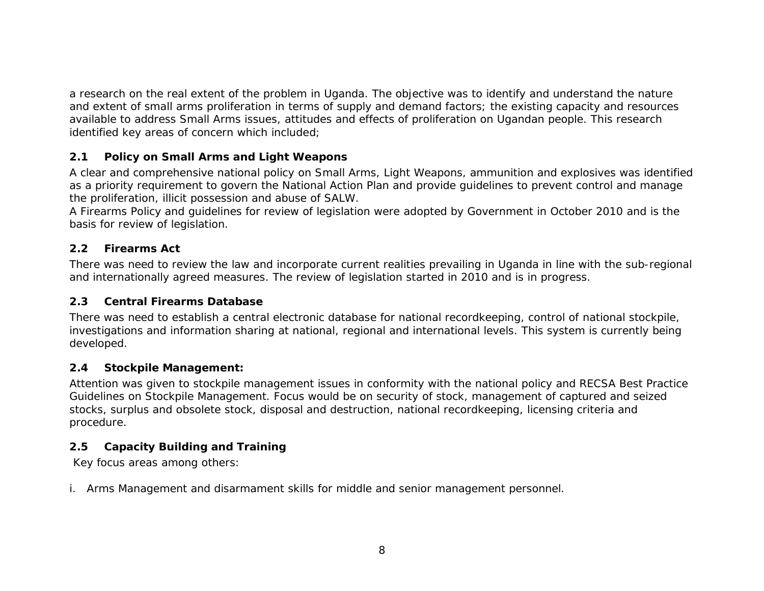a research on the real extent of the problem in Uganda. The objective was to identify and understand the nature and extent of small arms proliferation in terms of supply and demand factors; the existing capacity and resources available to address Small Arms issues, attitudes and effects of proliferation on Ugandan people. This research identified key areas of concern which included;

### 2.1 Policy on Small Arms and Light Weapons

A clear and comprehensive national policy on Small Arms, Light Weapons, ammunition and explosives was identified as a priority requirement to govern the National Action Plan and provide guidelines to prevent control and manage the proliferation, illicit possession and abuse of SALW.
A Firearms Policy and guidelines for review of legislation were adopted by Government in October 2010 and is the basis for review of legislation.

### 2.2 Firearms Act

There was need to review the law and incorporate current realities prevailing in Uganda in line with the sub-regional and internationally agreed measures. The review of legislation started in 2010 and is in progress.

### 2.3 Central Firearms Database

There was need to establish a central electronic database for national recordkeeping, control of national stockpile, investigations and information sharing at national, regional and international levels. This system is currently being developed.

### 2.4 Stockpile Management:

Attention was given to stockpile management issues in conformity with the national policy and RECSA Best Practice Guidelines on Stockpile Management. Focus would be on security of stock, management of captured and seized stocks, surplus and obsolete stock, disposal and destruction, national recordkeeping, licensing criteria and procedure.

### 2.5 Capacity Building and Training

Key focus areas among others:

i. Arms Management and disarmament skills for middle and senior management personnel.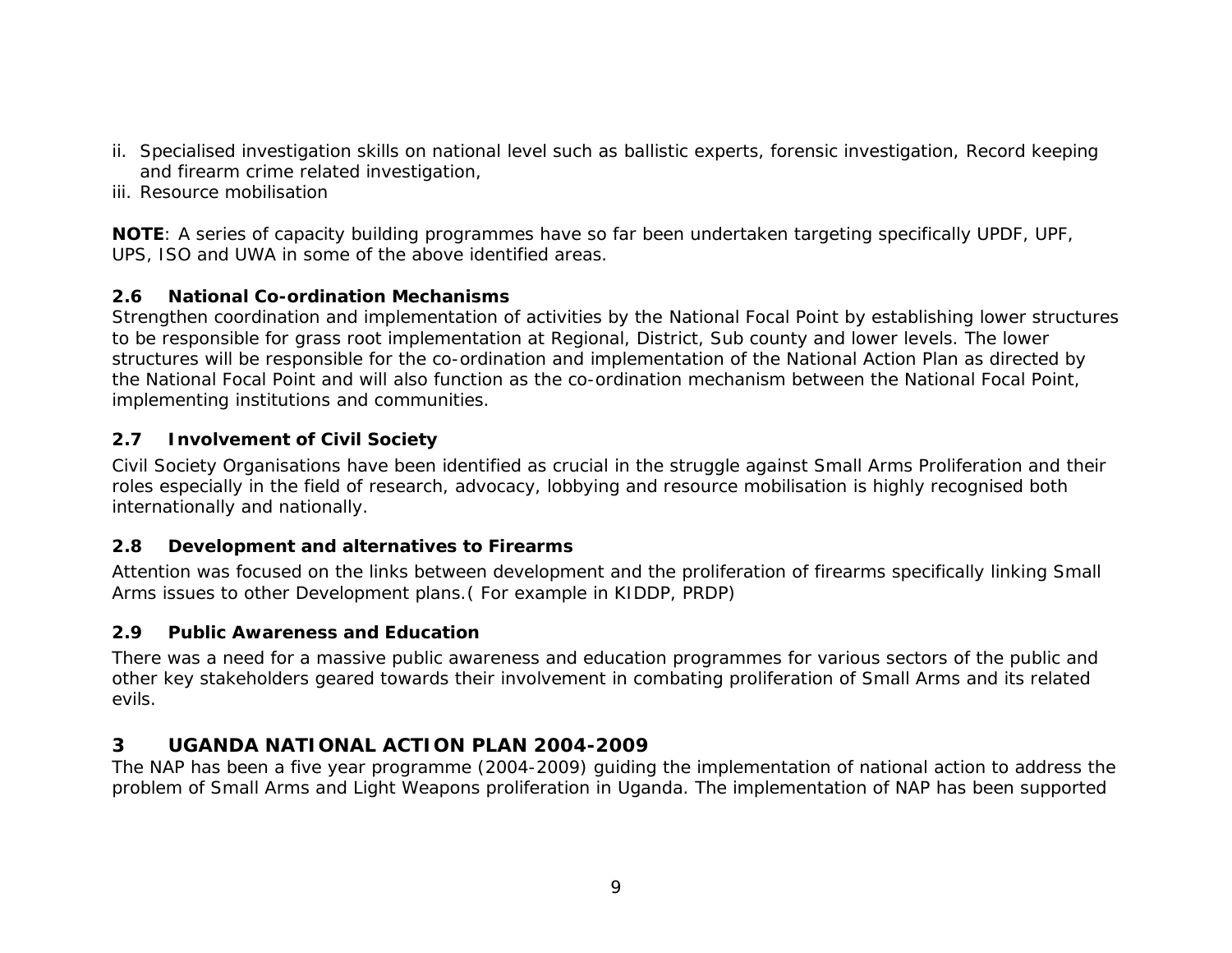ii. Specialised investigation skills on national level such as ballistic experts, forensic investigation, Record keeping and firearm crime related investigation,
iii. Resource mobilisation

**NOTE**: A series of capacity building programmes have so far been undertaken targeting specifically UPDF, UPF, UPS, ISO and UWA in some of the above identified areas.

### 2.6 National Co-ordination Mechanisms

Strengthen coordination and implementation of activities by the National Focal Point by establishing lower structures to be responsible for grass root implementation at Regional, District, Sub county and lower levels. The lower structures will be responsible for the co-ordination and implementation of the National Action Plan as directed by the National Focal Point and will also function as the co-ordination mechanism between the National Focal Point, implementing institutions and communities.

### 2.7 Involvement of Civil Society

Civil Society Organisations have been identified as crucial in the struggle against Small Arms Proliferation and their roles especially in the field of research, advocacy, lobbying and resource mobilisation is highly recognised both internationally and nationally.

### 2.8 Development and alternatives to Firearms

Attention was focused on the links between development and the proliferation of firearms specifically linking Small Arms issues to other Development plans.( For example in KIDDP, PRDP)

### 2.9 Public Awareness and Education

There was a need for a massive public awareness and education programmes for various sectors of the public and other key stakeholders geared towards their involvement in combating proliferation of Small Arms and its related evils.

## 3 UGANDA NATIONAL ACTION PLAN 2004-2009

The NAP has been a five year programme (2004-2009) guiding the implementation of national action to address the problem of Small Arms and Light Weapons proliferation in Uganda. The implementation of NAP has been supported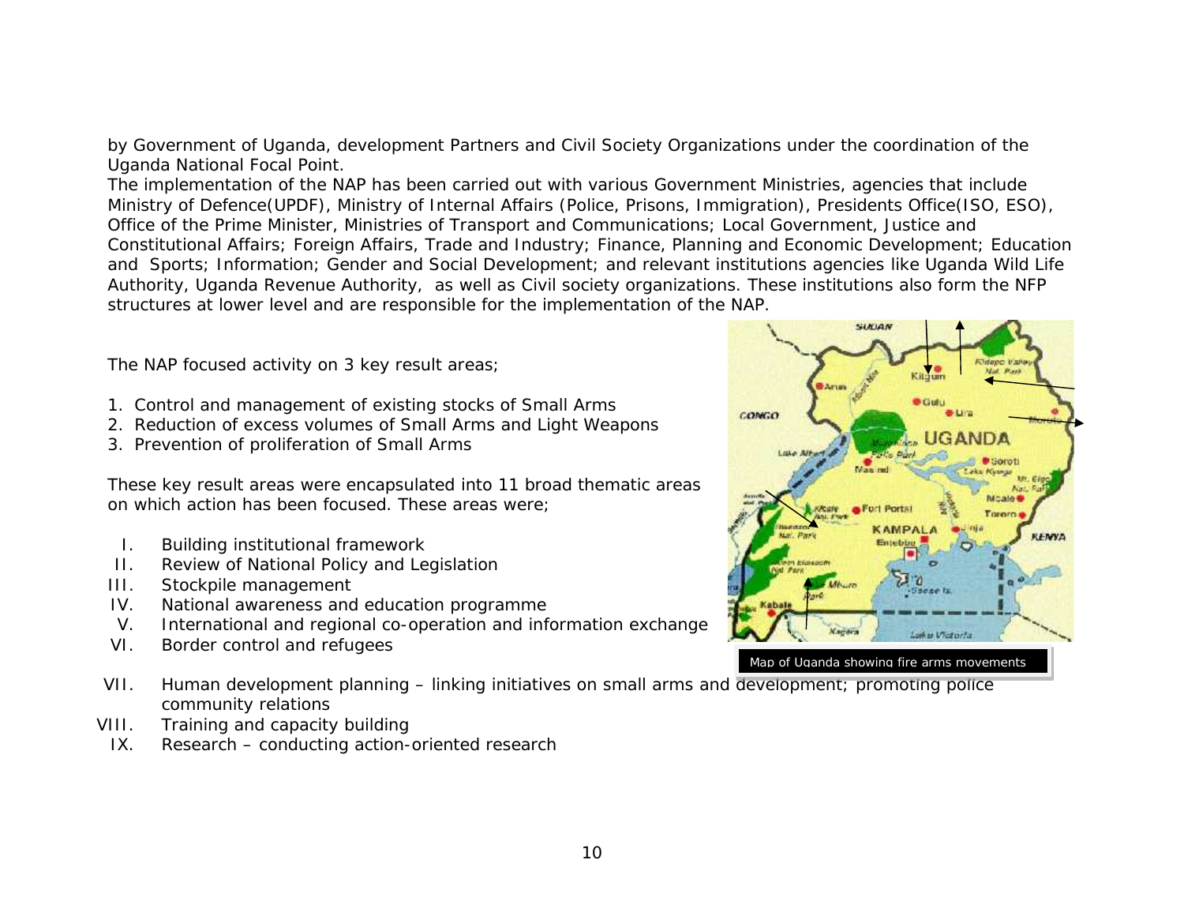by Government of Uganda, development Partners and Civil Society Organizations under the coordination of the Uganda National Focal Point.

The implementation of the NAP has been carried out with various Government Ministries, agencies that include Ministry of Defence(UPDF), Ministry of Internal Affairs (Police, Prisons, Immigration), Presidents Office(ISO, ESO), Office of the Prime Minister, Ministries of Transport and Communications; Local Government, Justice and Constitutional Affairs; Foreign Affairs, Trade and Industry; Finance, Planning and Economic Development; Education and Sports; Information; Gender and Social Development; and relevant institutions agencies like Uganda Wild Life Authority, Uganda Revenue Authority, as well as Civil society organizations. These institutions also form the NFP structures at lower level and are responsible for the implementation of the NAP.

The NAP focused activity on 3 key result areas;

1. Control and management of existing stocks of Small Arms
2. Reduction of excess volumes of Small Arms and Light Weapons
3. Prevention of proliferation of Small Arms

These key result areas were encapsulated into 11 broad thematic areas on which action has been focused. These areas were;

I. Building institutional framework
II. Review of National Policy and Legislation
III. Stockpile management
IV. National awareness and education programme
V. International and regional co-operation and information exchange
VI. Border control and refugees
VII. Human development planning – linking initiatives on small arms and development; promoting police community relations
VIII. Training and capacity building
IX. Research – conducting action-oriented research

Map of Uganda showing fire arms movements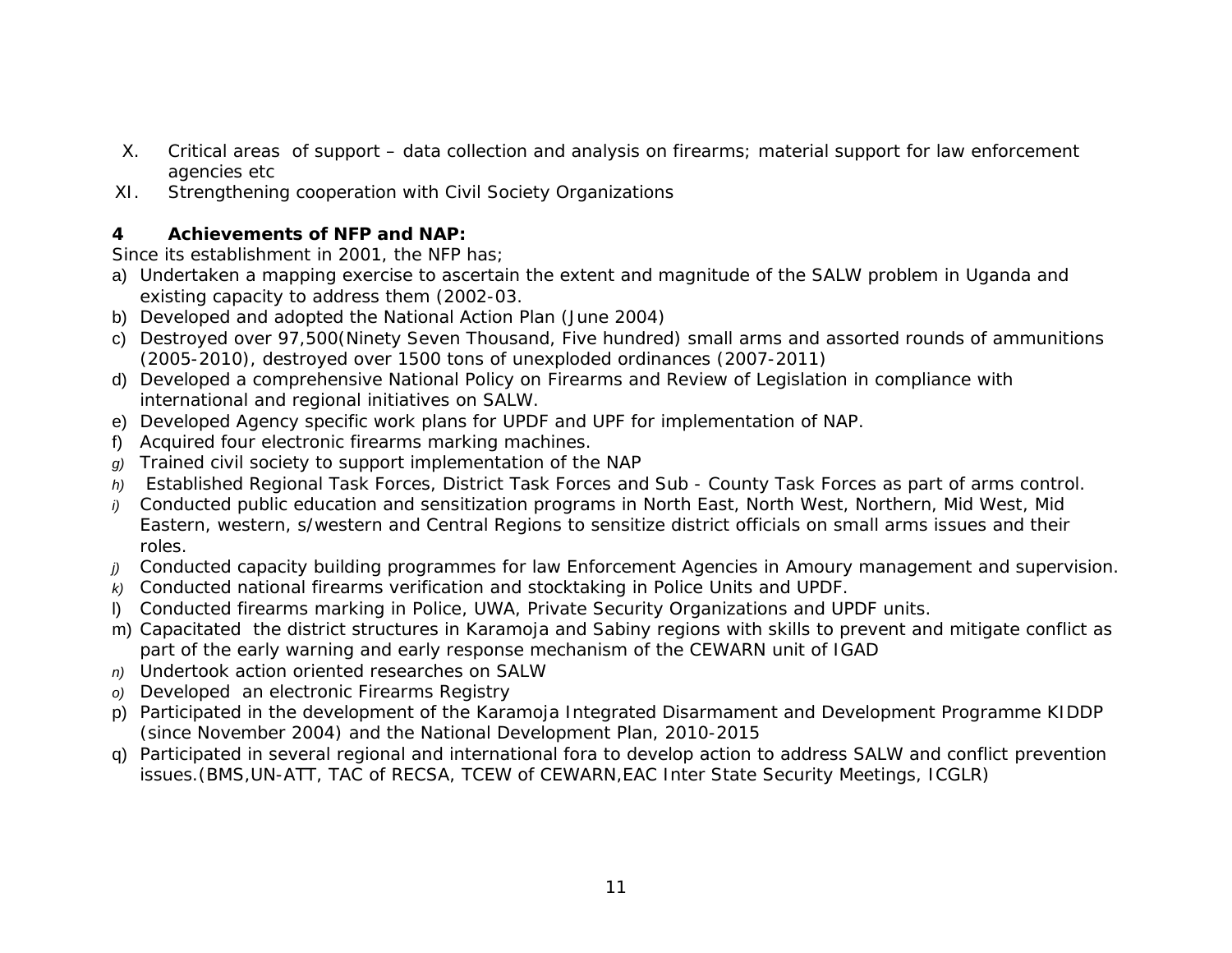X. Critical areas of support – data collection and analysis on firearms; material support for law enforcement agencies etc
XI. Strengthening cooperation with Civil Society Organizations

## 4 Achievements of NFP and NAP:

Since its establishment in 2001, the NFP has;

a) Undertaken a mapping exercise to ascertain the extent and magnitude of the SALW problem in Uganda and existing capacity to address them (2002-03.
b) Developed and adopted the National Action Plan (June 2004)
c) Destroyed over 97,500(Ninety Seven Thousand, Five hundred) small arms and assorted rounds of ammunitions (2005-2010), destroyed over 1500 tons of unexploded ordinances (2007-2011)
d) Developed a comprehensive National Policy on Firearms and Review of Legislation in compliance with international and regional initiatives on SALW.
e) Developed Agency specific work plans for UPDF and UPF for implementation of NAP.
f) Acquired four electronic firearms marking machines.
g) Trained civil society to support implementation of the NAP
h) Established Regional Task Forces, District Task Forces and Sub - County Task Forces as part of arms control.
i) Conducted public education and sensitization programs in North East, North West, Northern, Mid West, Mid Eastern, western, s/western and Central Regions to sensitize district officials on small arms issues and their roles.
j) Conducted capacity building programmes for law Enforcement Agencies in Amoury management and supervision.
k) Conducted national firearms verification and stocktaking in Police Units and UPDF.
l) Conducted firearms marking in Police, UWA, Private Security Organizations and UPDF units.
m) Capacitated the district structures in Karamoja and Sabiny regions with skills to prevent and mitigate conflict as part of the early warning and early response mechanism of the CEWARN unit of IGAD
n) Undertook action oriented researches on SALW
o) Developed an electronic Firearms Registry
p) Participated in the development of the Karamoja Integrated Disarmament and Development Programme KIDDP (since November 2004) and the National Development Plan, 2010-2015
q) Participated in several regional and international fora to develop action to address SALW and conflict prevention issues.(BMS,UN-ATT, TAC of RECSA, TCEW of CEWARN,EAC Inter State Security Meetings, ICGLR)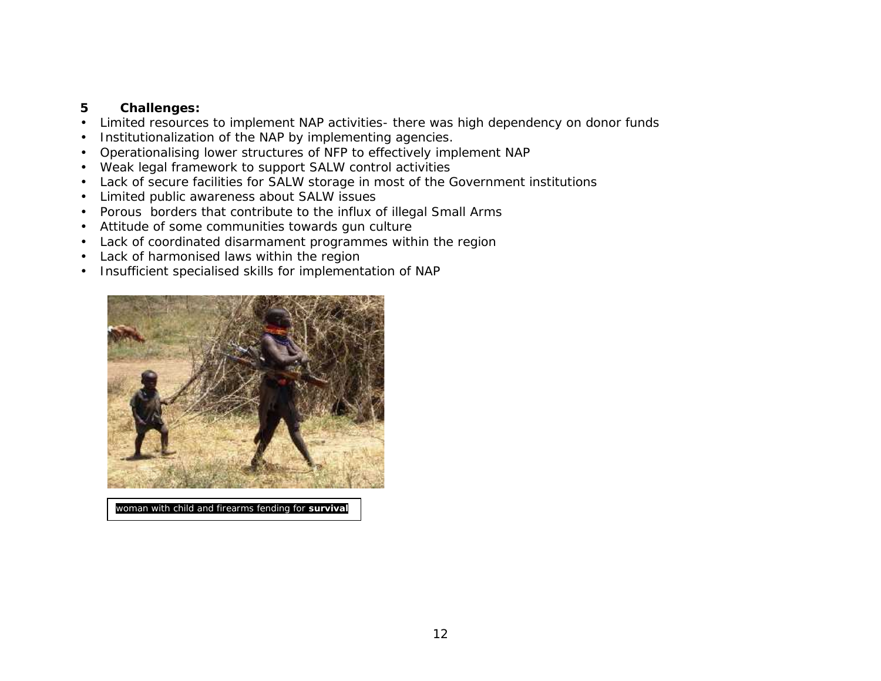## 5 Challenges:

- Limited resources to implement NAP activities- there was high dependency on donor funds
- Institutionalization of the NAP by implementing agencies.
- Operationalising lower structures of NFP to effectively implement NAP
- Weak legal framework to support SALW control activities
- Lack of secure facilities for SALW storage in most of the Government institutions
- Limited public awareness about SALW issues
- Porous borders that contribute to the influx of illegal Small Arms
- Attitude of some communities towards gun culture
- Lack of coordinated disarmament programmes within the region
- Lack of harmonised laws within the region
- Insufficient specialised skills for implementation of NAP

woman with child and firearms fending for **survival**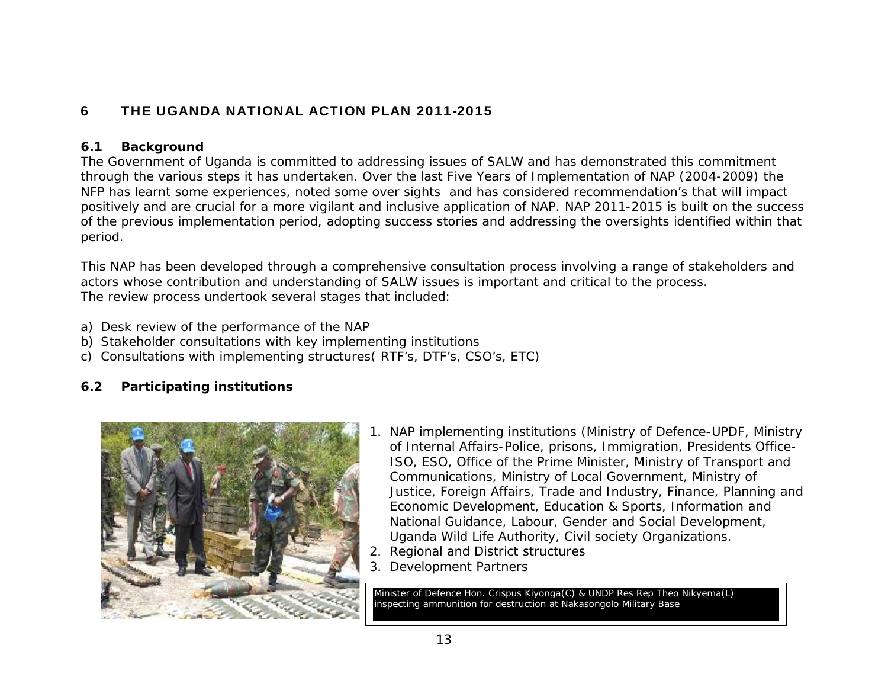# 6 THE UGANDA NATIONAL ACTION PLAN 2011-2015

## 6.1 Background

The Government of Uganda is committed to addressing issues of SALW and has demonstrated this commitment through the various steps it has undertaken. Over the last Five Years of Implementation of NAP (2004-2009) the NFP has learnt some experiences, noted some over sights and has considered recommendation's that will impact positively and are crucial for a more vigilant and inclusive application of NAP. NAP 2011-2015 is built on the success of the previous implementation period, adopting success stories and addressing the oversights identified within that period.

This NAP has been developed through a comprehensive consultation process involving a range of stakeholders and actors whose contribution and understanding of SALW issues is important and critical to the process.
The review process undertook several stages that included:

a) Desk review of the performance of the NAP
b) Stakeholder consultations with key implementing institutions
c) Consultations with implementing structures( RTF's, DTF's, CSO's, ETC)

## 6.2 Participating institutions

1. NAP implementing institutions (Ministry of Defence-UPDF, Ministry of Internal Affairs-Police, prisons, Immigration, Presidents Office-ISO, ESO, Office of the Prime Minister, Ministry of Transport and Communications, Ministry of Local Government, Ministry of Justice, Foreign Affairs, Trade and Industry, Finance, Planning and Economic Development, Education & Sports, Information and National Guidance, Labour, Gender and Social Development, Uganda Wild Life Authority, Civil society Organizations.
2. Regional and District structures
3. Development Partners

Minister of Defence Hon. Crispus Kiyonga(C) & UNDP Res Rep Theo Nikyema(L) inspecting ammunition for destruction at Nakasongolo Military Base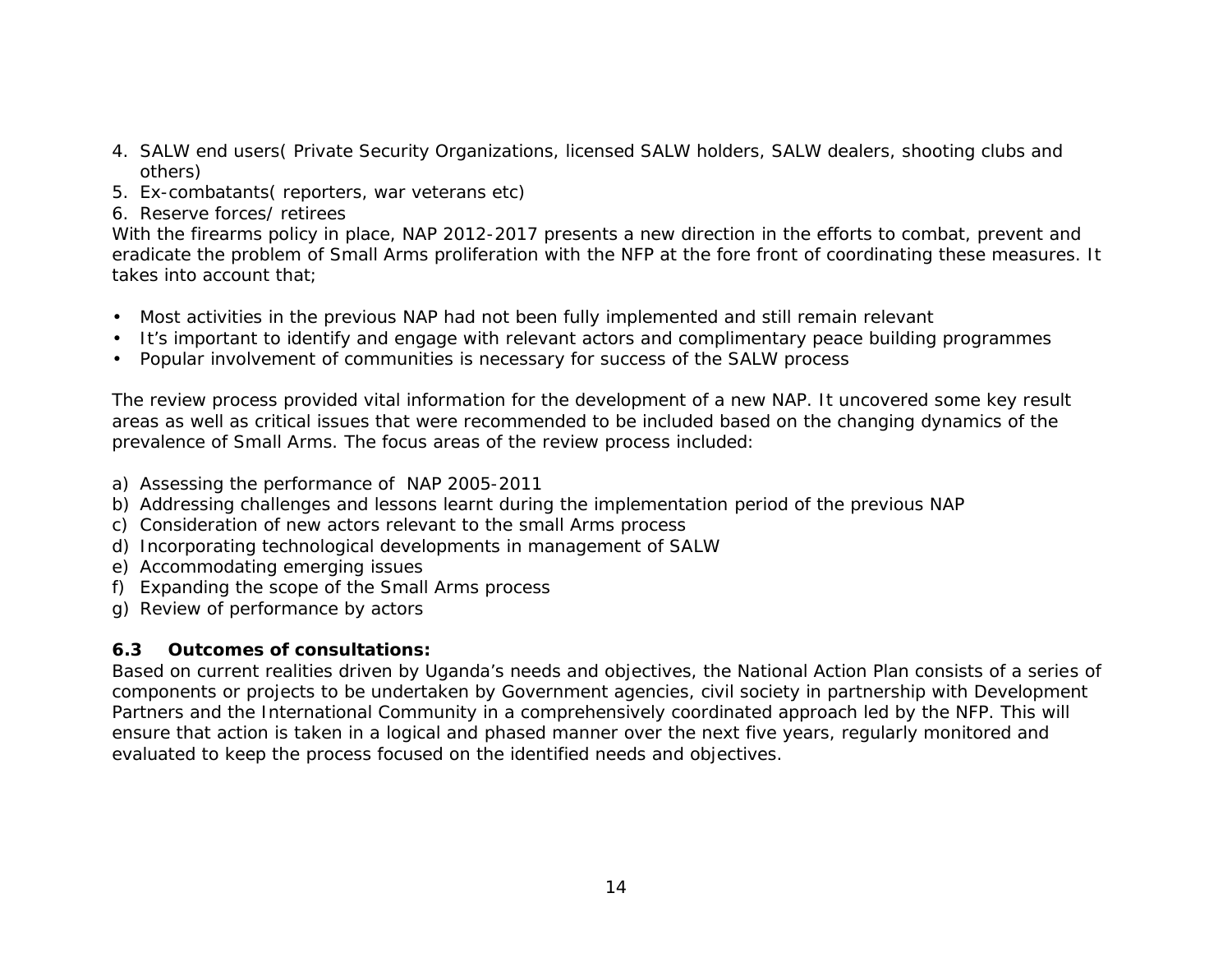4. SALW end users( Private Security Organizations, licensed SALW holders, SALW dealers, shooting clubs and others)
5. Ex-combatants( reporters, war veterans etc)
6. Reserve forces/ retirees

With the firearms policy in place, NAP 2012-2017 presents a new direction in the efforts to combat, prevent and eradicate the problem of Small Arms proliferation with the NFP at the fore front of coordinating these measures. It takes into account that;

- Most activities in the previous NAP had not been fully implemented and still remain relevant
- It's important to identify and engage with relevant actors and complimentary peace building programmes
- Popular involvement of communities is necessary for success of the SALW process

The review process provided vital information for the development of a new NAP. It uncovered some key result areas as well as critical issues that were recommended to be included based on the changing dynamics of the prevalence of Small Arms. The focus areas of the review process included:

a) Assessing the performance of NAP 2005-2011
b) Addressing challenges and lessons learnt during the implementation period of the previous NAP
c) Consideration of new actors relevant to the small Arms process
d) Incorporating technological developments in management of SALW
e) Accommodating emerging issues
f) Expanding the scope of the Small Arms process
g) Review of performance by actors

### 6.3 Outcomes of consultations:

Based on current realities driven by Uganda's needs and objectives, the National Action Plan consists of a series of components or projects to be undertaken by Government agencies, civil society in partnership with Development Partners and the International Community in a comprehensively coordinated approach led by the NFP. This will ensure that action is taken in a logical and phased manner over the next five years, regularly monitored and evaluated to keep the process focused on the identified needs and objectives.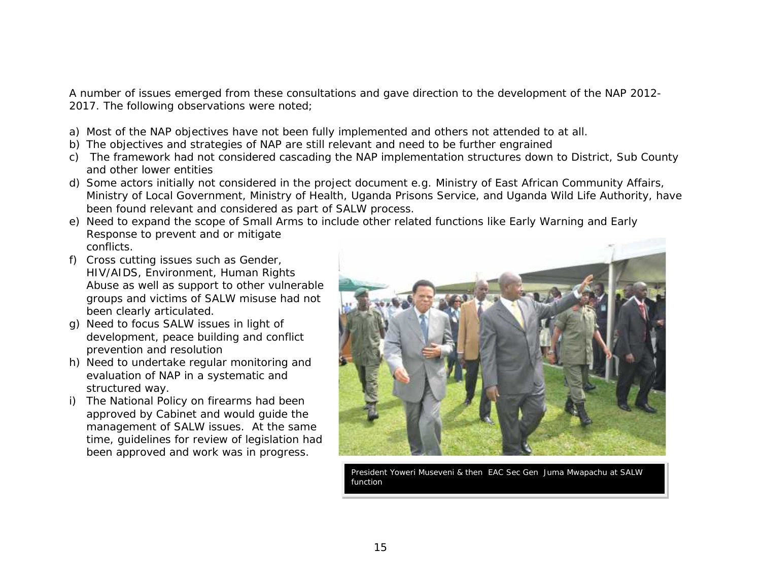A number of issues emerged from these consultations and gave direction to the development of the NAP 2012-2017. The following observations were noted;

a) Most of the NAP objectives have not been fully implemented and others not attended to at all.
b) The objectives and strategies of NAP are still relevant and need to be further engrained
c) The framework had not considered cascading the NAP implementation structures down to District, Sub County and other lower entities
d) Some actors initially not considered in the project document e.g. Ministry of East African Community Affairs, Ministry of Local Government, Ministry of Health, Uganda Prisons Service, and Uganda Wild Life Authority, have been found relevant and considered as part of SALW process.
e) Need to expand the scope of Small Arms to include other related functions like Early Warning and Early Response to prevent and or mitigate conflicts.
f) Cross cutting issues such as Gender, HIV/AIDS, Environment, Human Rights Abuse as well as support to other vulnerable groups and victims of SALW misuse had not been clearly articulated.
g) Need to focus SALW issues in light of development, peace building and conflict prevention and resolution
h) Need to undertake regular monitoring and evaluation of NAP in a systematic and structured way.
i) The National Policy on firearms had been approved by Cabinet and would guide the management of SALW issues. At the same time, guidelines for review of legislation had been approved and work was in progress.

President Yoweri Museveni & then EAC Sec Gen Juma Mwapachu at SALW function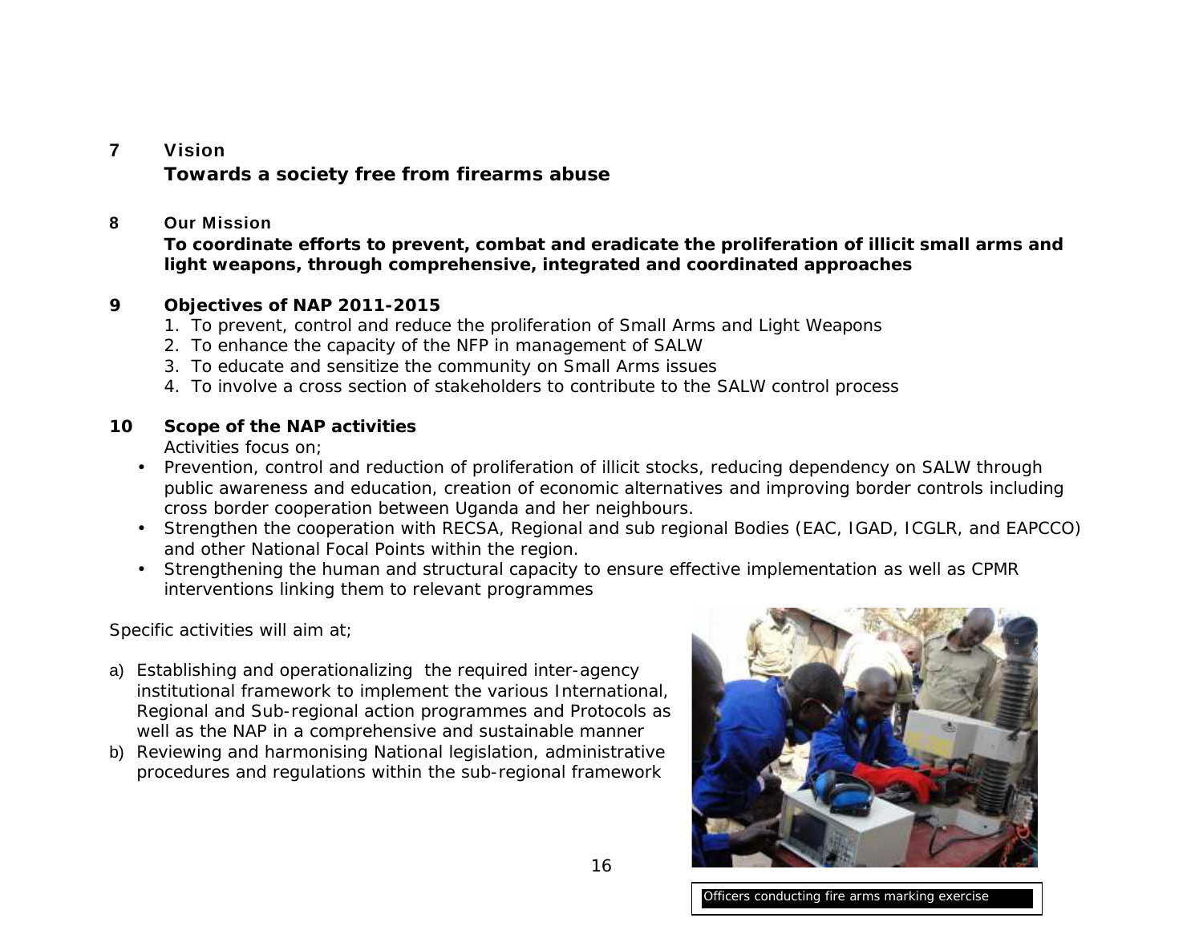## 7 Vision

**Towards a society free from firearms abuse**

## 8 Our Mission

**To coordinate efforts to prevent, combat and eradicate the proliferation of illicit small arms and light weapons, through comprehensive, integrated and coordinated approaches**

## 9 Objectives of NAP 2011-2015

1. To prevent, control and reduce the proliferation of Small Arms and Light Weapons
2. To enhance the capacity of the NFP in management of SALW
3. To educate and sensitize the community on Small Arms issues
4. To involve a cross section of stakeholders to contribute to the SALW control process

## 10 Scope of the NAP activities

Activities focus on;

- Prevention, control and reduction of proliferation of illicit stocks, reducing dependency on SALW through public awareness and education, creation of economic alternatives and improving border controls including cross border cooperation between Uganda and her neighbours.
- Strengthen the cooperation with RECSA, Regional and sub regional Bodies (EAC, IGAD, ICGLR, and EAPCCO) and other National Focal Points within the region.
- Strengthening the human and structural capacity to ensure effective implementation as well as CPMR interventions linking them to relevant programmes

Specific activities will aim at;

a) Establishing and operationalizing the required inter-agency institutional framework to implement the various International, Regional and Sub-regional action programmes and Protocols as well as the NAP in a comprehensive and sustainable manner
b) Reviewing and harmonising National legislation, administrative procedures and regulations within the sub-regional framework

Officers conducting fire arms marking exercise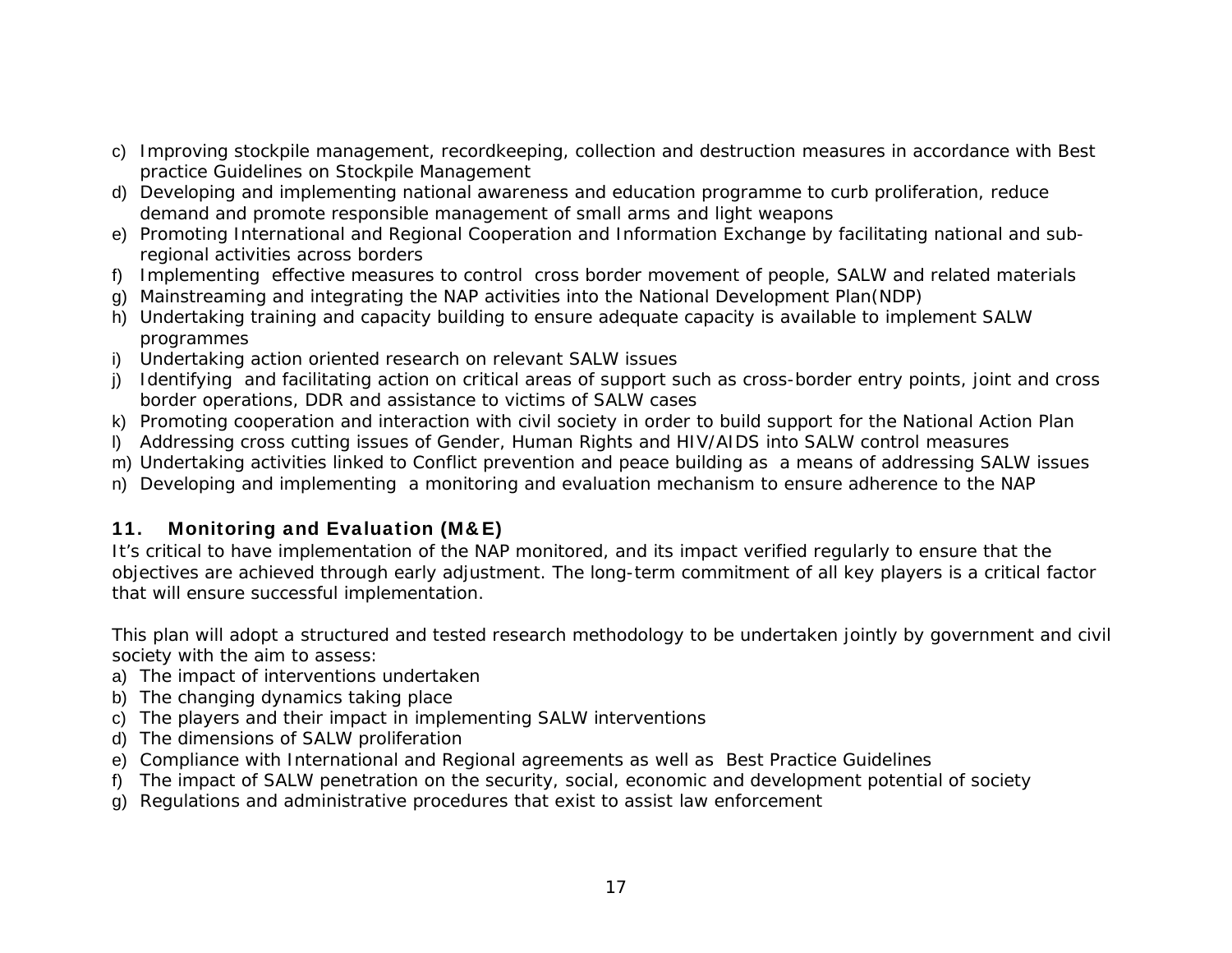c) Improving stockpile management, recordkeeping, collection and destruction measures in accordance with Best practice Guidelines on Stockpile Management
d) Developing and implementing national awareness and education programme to curb proliferation, reduce demand and promote responsible management of small arms and light weapons
e) Promoting International and Regional Cooperation and Information Exchange by facilitating national and sub-regional activities across borders
f) Implementing effective measures to control cross border movement of people, SALW and related materials
g) Mainstreaming and integrating the NAP activities into the National Development Plan(NDP)
h) Undertaking training and capacity building to ensure adequate capacity is available to implement SALW programmes
i) Undertaking action oriented research on relevant SALW issues
j) Identifying and facilitating action on critical areas of support such as cross-border entry points, joint and cross border operations, DDR and assistance to victims of SALW cases
k) Promoting cooperation and interaction with civil society in order to build support for the National Action Plan
l) Addressing cross cutting issues of Gender, Human Rights and HIV/AIDS into SALW control measures
m) Undertaking activities linked to Conflict prevention and peace building as a means of addressing SALW issues
n) Developing and implementing a monitoring and evaluation mechanism to ensure adherence to the NAP

## 11. Monitoring and Evaluation (M&E)

It's critical to have implementation of the NAP monitored, and its impact verified regularly to ensure that the objectives are achieved through early adjustment. The long-term commitment of all key players is a critical factor that will ensure successful implementation.

This plan will adopt a structured and tested research methodology to be undertaken jointly by government and civil society with the aim to assess:

a) The impact of interventions undertaken
b) The changing dynamics taking place
c) The players and their impact in implementing SALW interventions
d) The dimensions of SALW proliferation
e) Compliance with International and Regional agreements as well as Best Practice Guidelines
f) The impact of SALW penetration on the security, social, economic and development potential of society
g) Regulations and administrative procedures that exist to assist law enforcement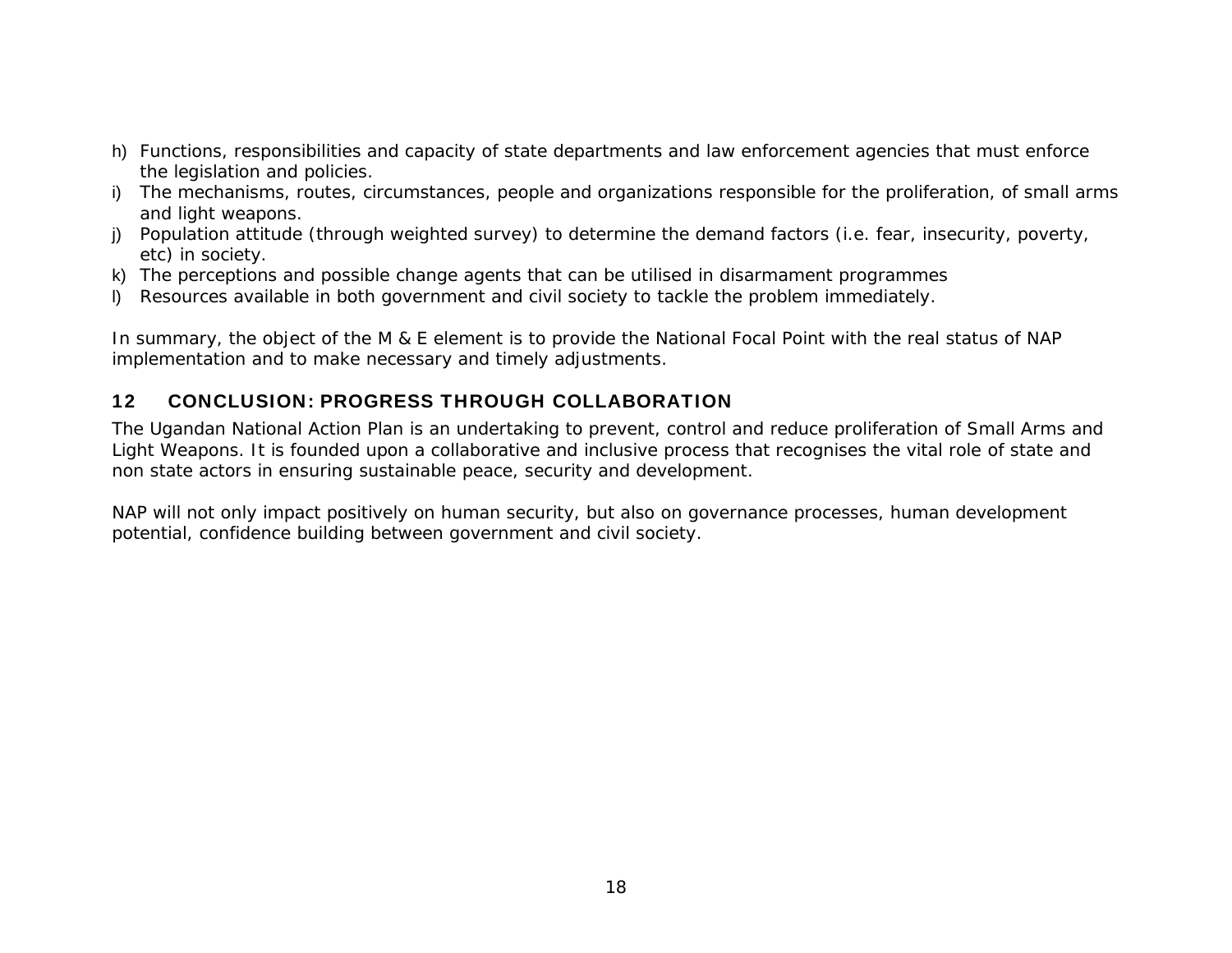h) Functions, responsibilities and capacity of state departments and law enforcement agencies that must enforce the legislation and policies.
i) The mechanisms, routes, circumstances, people and organizations responsible for the proliferation, of small arms and light weapons.
j) Population attitude (through weighted survey) to determine the demand factors (i.e. fear, insecurity, poverty, etc) in society.
k) The perceptions and possible change agents that can be utilised in disarmament programmes
l) Resources available in both government and civil society to tackle the problem immediately.

In summary, the object of the M & E element is to provide the National Focal Point with the real status of NAP implementation and to make necessary and timely adjustments.

## 12 CONCLUSION: PROGRESS THROUGH COLLABORATION

The Ugandan National Action Plan is an undertaking to prevent, control and reduce proliferation of Small Arms and Light Weapons. It is founded upon a collaborative and inclusive process that recognises the vital role of state and non state actors in ensuring sustainable peace, security and development.

NAP will not only impact positively on human security, but also on governance processes, human development potential, confidence building between government and civil society.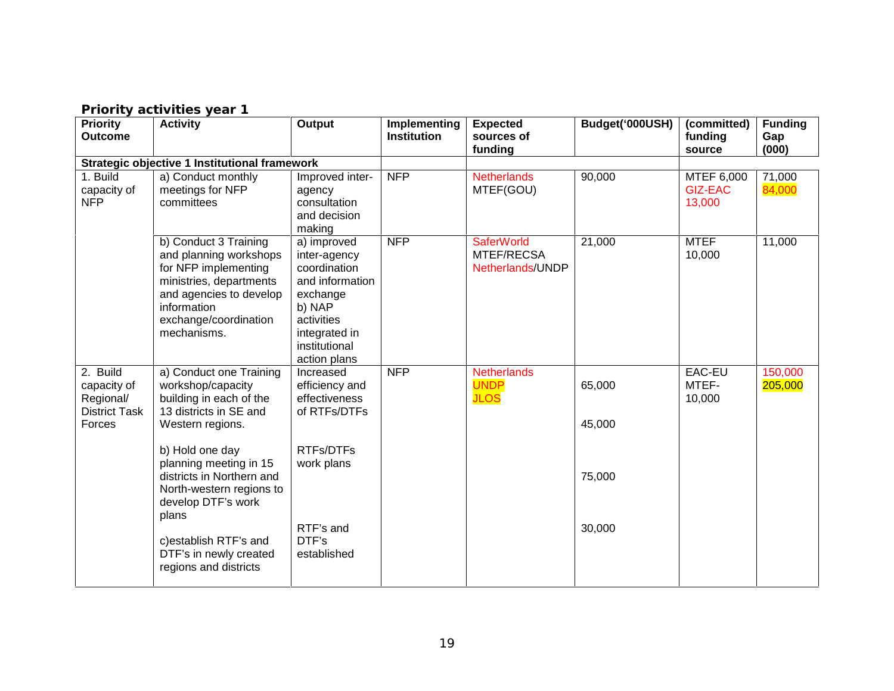**Priority activities year 1**

| Priority Outcome | Activity | Output | Implementing Institution | Expected sources of funding | Budget('000USH) | (committed) funding source | Funding Gap (000) |
|---|---|---|---|---|---|---|---|
| **Strategic objective 1 Institutional framework** | | | | | | | |
| 1. Build capacity of NFP | a) Conduct monthly meetings for NFP committees | Improved inter-agency consultation and decision making | NFP | Netherlands MTEF(GOU) | 90,000 | MTEF 6,000 GIZ-EAC 13,000 | 71,000 84,000 |
| | b) Conduct 3 Training and planning workshops for NFP implementing ministries, departments and agencies to develop information exchange/coordination mechanisms. | a) improved inter-agency coordination and information exchange b) NAP activities integrated in institutional action plans | NFP | SaferWorld MTEF/RECSA Netherlands/UNDP | 21,000 | MTEF 10,000 | 11,000 |
| 2. Build capacity of Regional/ District Task Forces | a) Conduct one Training workshop/capacity building in each of the 13 districts in SE and Western regions.<br><br>b) Hold one day planning meeting in 15 districts in Northern and North-western regions to develop DTF's work plans<br><br>c)establish RTF's and DTF's in newly created regions and districts | Increased efficiency and effectiveness of RTFs/DTFs<br><br>RTFs/DTFs work plans<br><br>RTF's and DTF's established | NFP | Netherlands UNDP JLOS | 65,000<br><br>45,000<br><br>75,000<br><br>30,000 | EAC-EU MTEF-10,000 | 150,000 205,000 |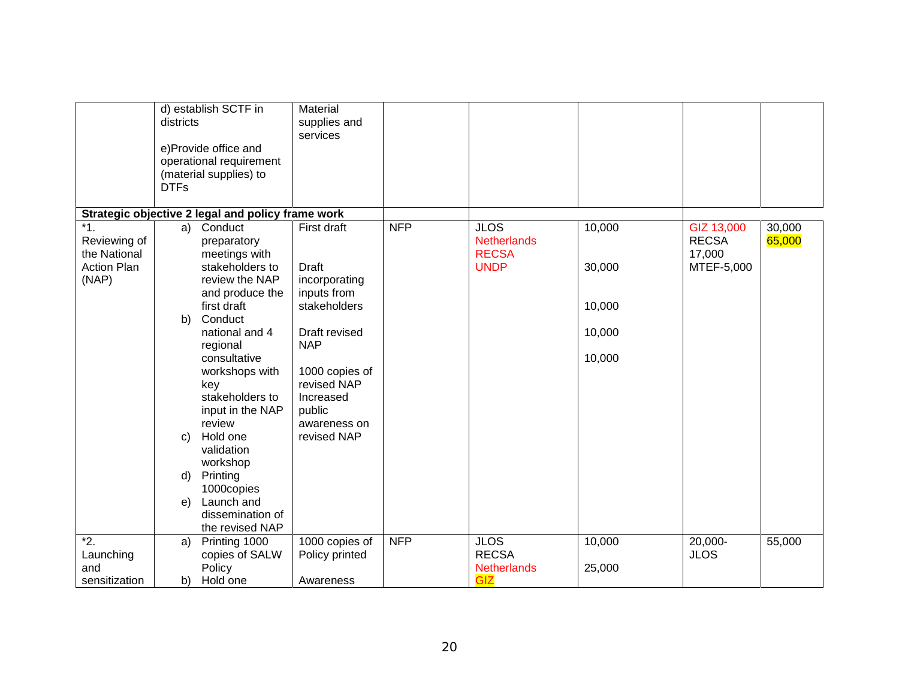| | | | | | | | |
|---|---|---|---|---|---|---|---|
| | d) establish SCTF in districts<br><br>e)Provide office and operational requirement (material supplies) to DTFs | Material supplies and services | | | | | |
| **Strategic objective 2 legal and policy frame work** | | | | | | | |
| *1. Reviewing of the National Action Plan (NAP) | a) Conduct preparatory meetings with stakeholders to review the NAP and produce the first draft<br>b) Conduct national and 4 regional consultative workshops with key stakeholders to input in the NAP review<br>c) Hold one validation workshop<br>d) Printing 1000copies<br>e) Launch and dissemination of the revised NAP | First draft<br><br>Draft incorporating inputs from stakeholders<br><br>Draft revised NAP<br><br>1000 copies of revised NAP<br>Increased public awareness on revised NAP | NFP | JLOS<br>Netherlands<br>RECSA<br>UNDP | 10,000<br><br>30,000<br><br>10,000<br><br>10,000<br><br>10,000 | GIZ 13,000<br>RECSA 17,000<br>MTEF-5,000 | 30,000<br>65,000 |
| *2. Launching and sensitization | a) Printing 1000 copies of SALW Policy<br>b) Hold one | 1000 copies of Policy printed<br><br>Awareness | NFP | JLOS<br>RECSA<br>Netherlands<br>GIZ | 10,000<br><br>25,000 | 20,000-JLOS | 55,000 |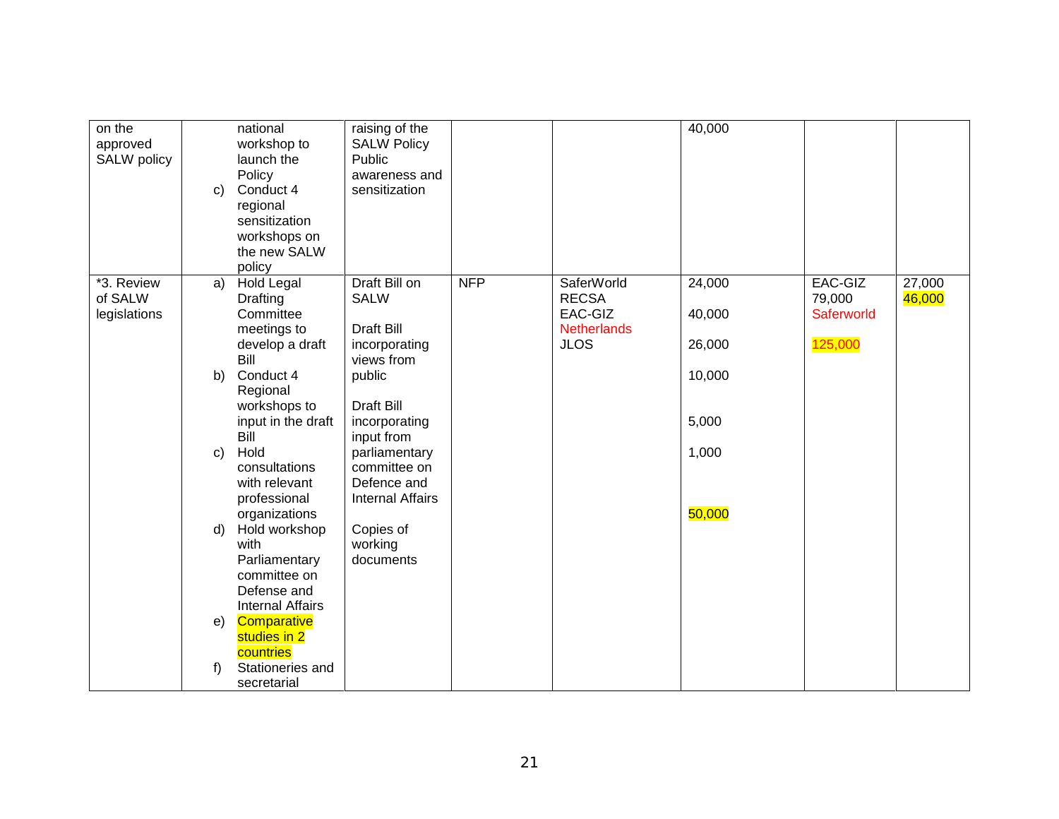| | | | | | | | |
|---|---|---|---|---|---|---|---|
| on the approved SALW policy | national workshop to launch the Policy<br>c) Conduct 4 regional sensitization workshops on the new SALW policy | raising of the SALW Policy Public awareness and sensitization | | | 40,000 | | |
| *3. Review of SALW legislations | a) Hold Legal Drafting Committee meetings to develop a draft Bill<br>b) Conduct 4 Regional workshops to input in the draft Bill<br>c) Hold consultations with relevant professional organizations<br>d) Hold workshop with Parliamentary committee on Defense and Internal Affairs<br>e) Comparative studies in 2 countries<br>f) Stationeries and secretarial | Draft Bill on SALW<br><br>Draft Bill incorporating views from public<br><br>Draft Bill incorporating input from parliamentary committee on Defence and Internal Affairs<br><br>Copies of working documents | NFP | SaferWorld<br>RECSA<br>EAC-GIZ<br>Netherlands<br>JLOS | 24,000<br>40,000<br>26,000<br>10,000<br>5,000<br>1,000<br>50,000 | EAC-GIZ 79,000<br>Saferworld<br>125,000 | 27,000<br>46,000 |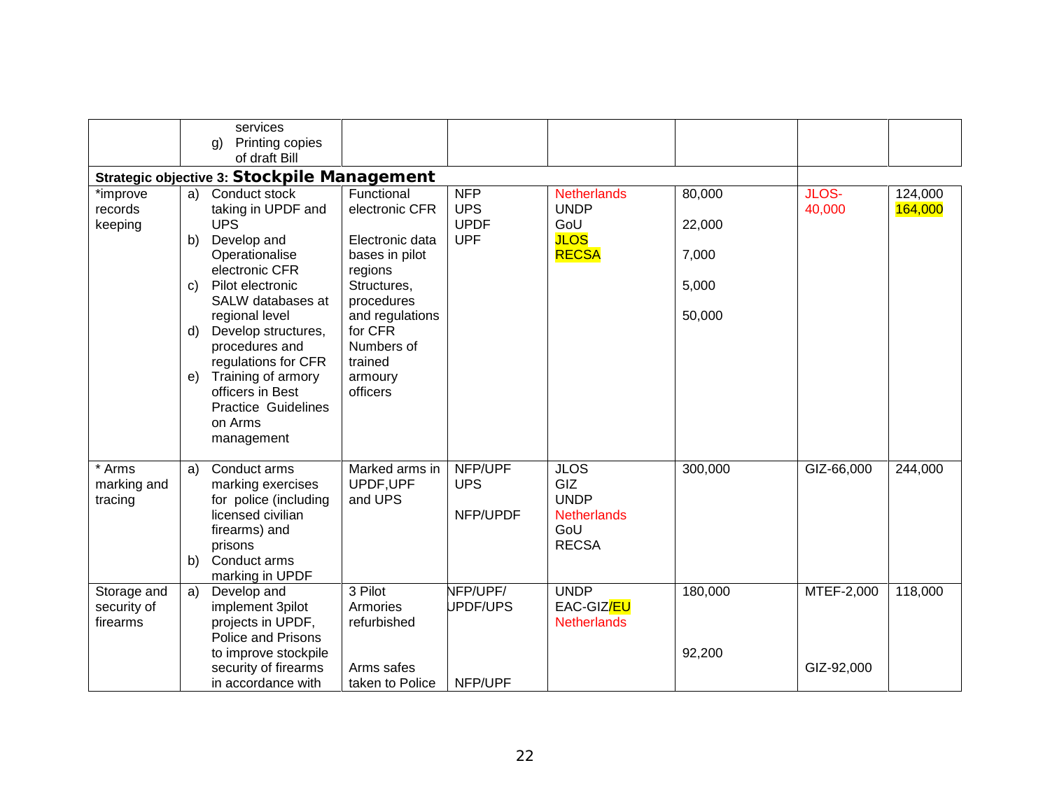| | | | | | | | |
|---|---|---|---|---|---|---|---|
| | g) Printing copies of draft Bill (services) | | | | | | |
| **Strategic objective 3: Stockpile Management** | | | | | | | |
| *improve records keeping | a) Conduct stock taking in UPDF and UPS<br>b) Develop and Operationalise electronic CFR<br>c) Pilot electronic SALW databases at regional level<br>d) Develop structures, procedures and regulations for CFR<br>e) Training of armory officers in Best Practice Guidelines on Arms management | Functional electronic CFR<br><br>Electronic data bases in pilot regions<br>Structures, procedures and regulations for CFR<br>Numbers of trained armoury officers | NFP<br>UPS<br>UPDF<br>UPF | Netherlands<br>UNDP<br>GoU<br>JLOS<br>RECSA | 80,000<br><br>22,000<br><br>7,000<br><br>5,000<br><br>50,000 | JLOS-40,000 | 124,000<br>164,000 |
| * Arms marking and tracing | a) Conduct arms marking exercises for police (including licensed civilian firearms) and prisons<br>b) Conduct arms marking in UPDF | Marked arms in UPDF,UPF and UPS | NFP/UPF<br>UPS<br><br>NFP/UPDF | JLOS<br>GIZ<br>UNDP<br>Netherlands<br>GoU<br>RECSA | 300,000 | GIZ-66,000 | 244,000 |
| Storage and security of firearms | a) Develop and implement 3pilot projects in UPDF, Police and Prisons to improve stockpile security of firearms in accordance with | 3 Pilot Armories refurbished<br><br><br>Arms safes taken to Police | NFP/UPF/ UPDF/UPS<br><br><br>NFP/UPF | UNDP<br>EAC-GIZ/EU<br>Netherlands | 180,000<br><br><br>92,200 | MTEF-2,000<br><br><br>GIZ-92,000 | 118,000 |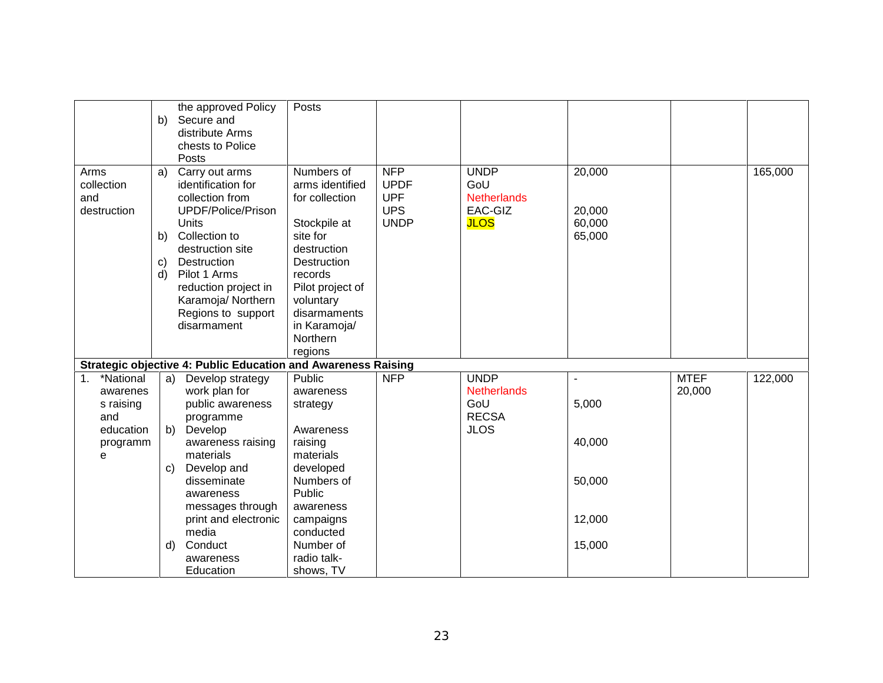| | | | | | | | |
|---|---|---|---|---|---|---|---|
| | the approved Policy<br>b) Secure and distribute Arms chests to Police Posts | Posts | | | | | |
| Arms collection and destruction | a) Carry out arms identification for collection from UPDF/Police/Prison Units<br>b) Collection to destruction site<br>c) Destruction<br>d) Pilot 1 Arms reduction project in Karamoja/ Northern Regions to support disarmament | Numbers of arms identified for collection<br><br>Stockpile at site for destruction<br>Destruction records<br>Pilot project of voluntary disarmaments in Karamoja/ Northern regions | NFP<br>UPDF<br>UPF<br>UPS<br>UNDP | UNDP<br>GoU<br>Netherlands<br>EAC-GIZ<br>JLOS | 20,000<br><br><br>20,000<br>60,000<br>65,000 | | 165,000 |
| **Strategic objective 4: Public Education and Awareness Raising** | | | | | | | |
| 1. *National awareness raising and education programme | a) Develop strategy work plan for public awareness programme<br>b) Develop awareness raising materials<br>c) Develop and disseminate awareness messages through print and electronic media<br>d) Conduct awareness Education | Public awareness strategy<br><br>Awareness raising materials developed<br>Numbers of Public awareness campaigns conducted<br>Number of radio talk-shows, TV | NFP | UNDP<br>Netherlands<br>GoU<br>RECSA<br>JLOS | -<br><br>5,000<br><br><br>40,000<br><br><br>50,000<br><br><br>12,000<br><br>15,000 | MTEF<br>20,000 | 122,000 |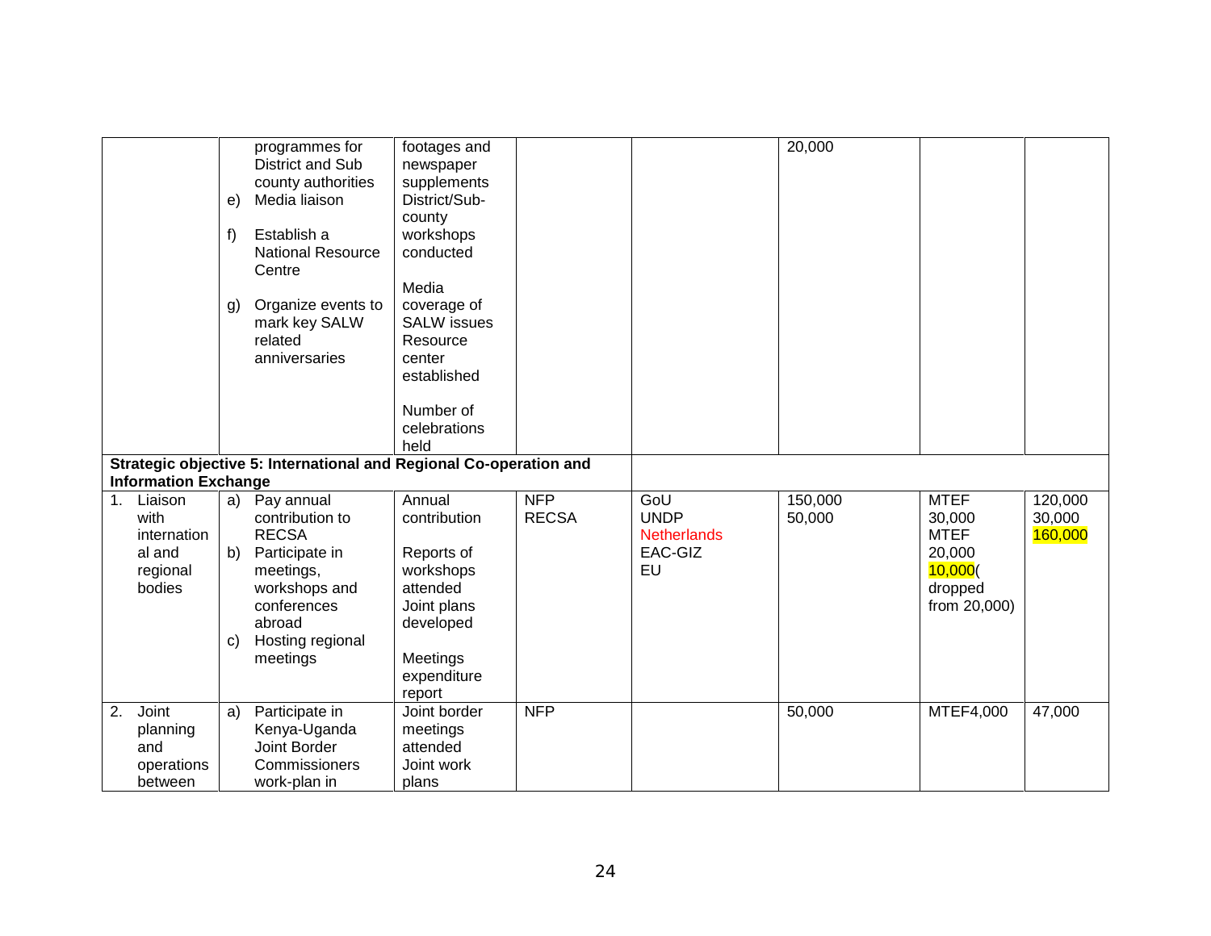| | | | | | | | |
|---|---|---|---|---|---|---|---|
| | programmes for District and Sub county authorities<br>e) Media liaison<br>f) Establish a National Resource Centre<br>g) Organize events to mark key SALW related anniversaries | footages and newspaper supplements<br>District/Sub-county workshops conducted<br>Media coverage of SALW issues<br>Resource center established<br>Number of celebrations held | | | 20,000 | | |
| **Strategic objective 5: International and Regional Co-operation and Information Exchange** | | | | | | | |
| 1. Liaison with international and regional bodies | a) Pay annual contribution to RECSA<br>b) Participate in meetings, workshops and conferences abroad<br>c) Hosting regional meetings | Annual contribution<br>Reports of workshops attended<br>Joint plans developed<br>Meetings expenditure report | NFP<br>RECSA | GoU<br>UNDP<br>Netherlands<br>EAC-GIZ<br>EU | 150,000<br>50,000 | MTEF<br>30,000<br>MTEF<br>20,000<br>10,000(dropped from 20,000) | 120,000<br>30,000<br>160,000 |
| 2. Joint planning and operations between | a) Participate in Kenya-Uganda Joint Border Commissioners work-plan in | Joint border meetings attended<br>Joint work plans | NFP | | 50,000 | MTEF4,000 | 47,000 |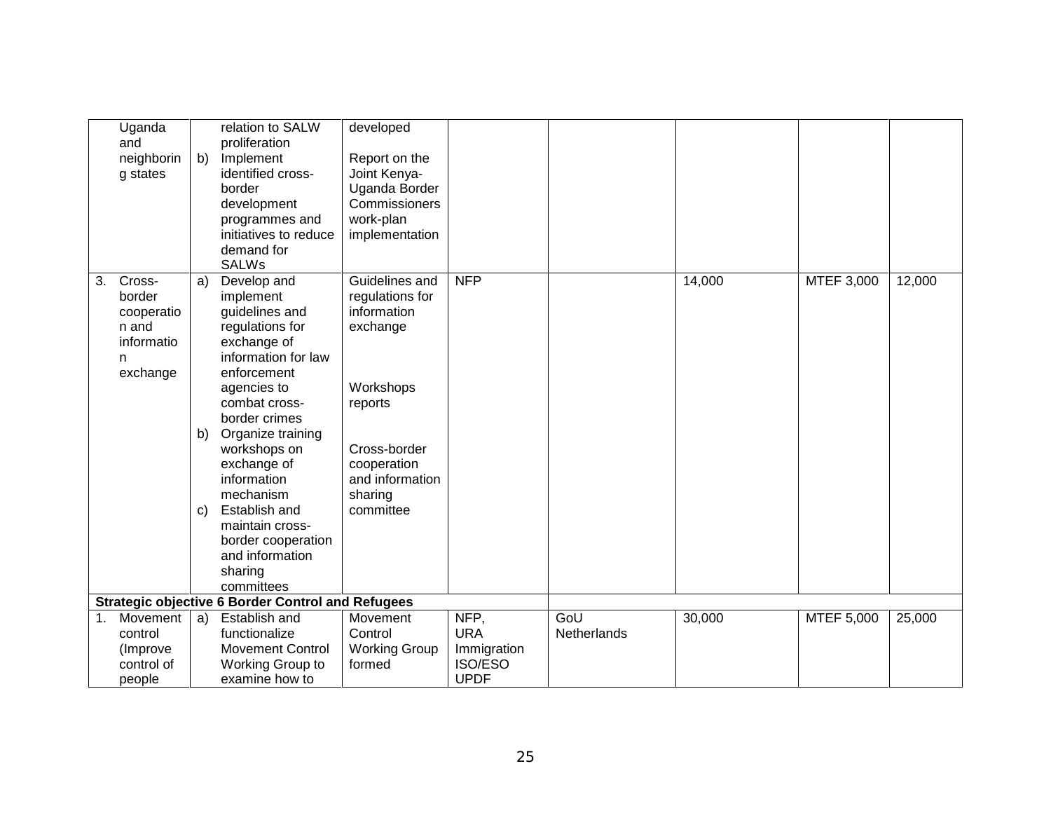| | | | | | | | |
|---|---|---|---|---|---|---|---|
| Uganda and neighboring states | relation to SALW proliferation<br>b) Implement identified cross-border development programmes and initiatives to reduce demand for SALWs | developed<br><br>Report on the Joint Kenya-Uganda Border Commissioners work-plan implementation | | | | | |
| 3. Cross-border cooperation and information exchange | a) Develop and implement guidelines and regulations for exchange of information for law enforcement agencies to combat cross-border crimes<br>b) Organize training workshops on exchange of information mechanism<br>c) Establish and maintain cross-border cooperation and information sharing committees | Guidelines and regulations for information exchange<br><br>Workshops reports<br><br>Cross-border cooperation and information sharing committee | NFP | | 14,000 | MTEF 3,000 | 12,000 |
| **Strategic objective 6 Border Control and Refugees** | | | | | | | |
| 1. Movement control (Improve control of people | a) Establish and functionalize Movement Control Working Group to examine how to | Movement Control Working Group formed | NFP,<br>URA<br>Immigration<br>ISO/ESO<br>UPDF | GoU<br>Netherlands | 30,000 | MTEF 5,000 | 25,000 |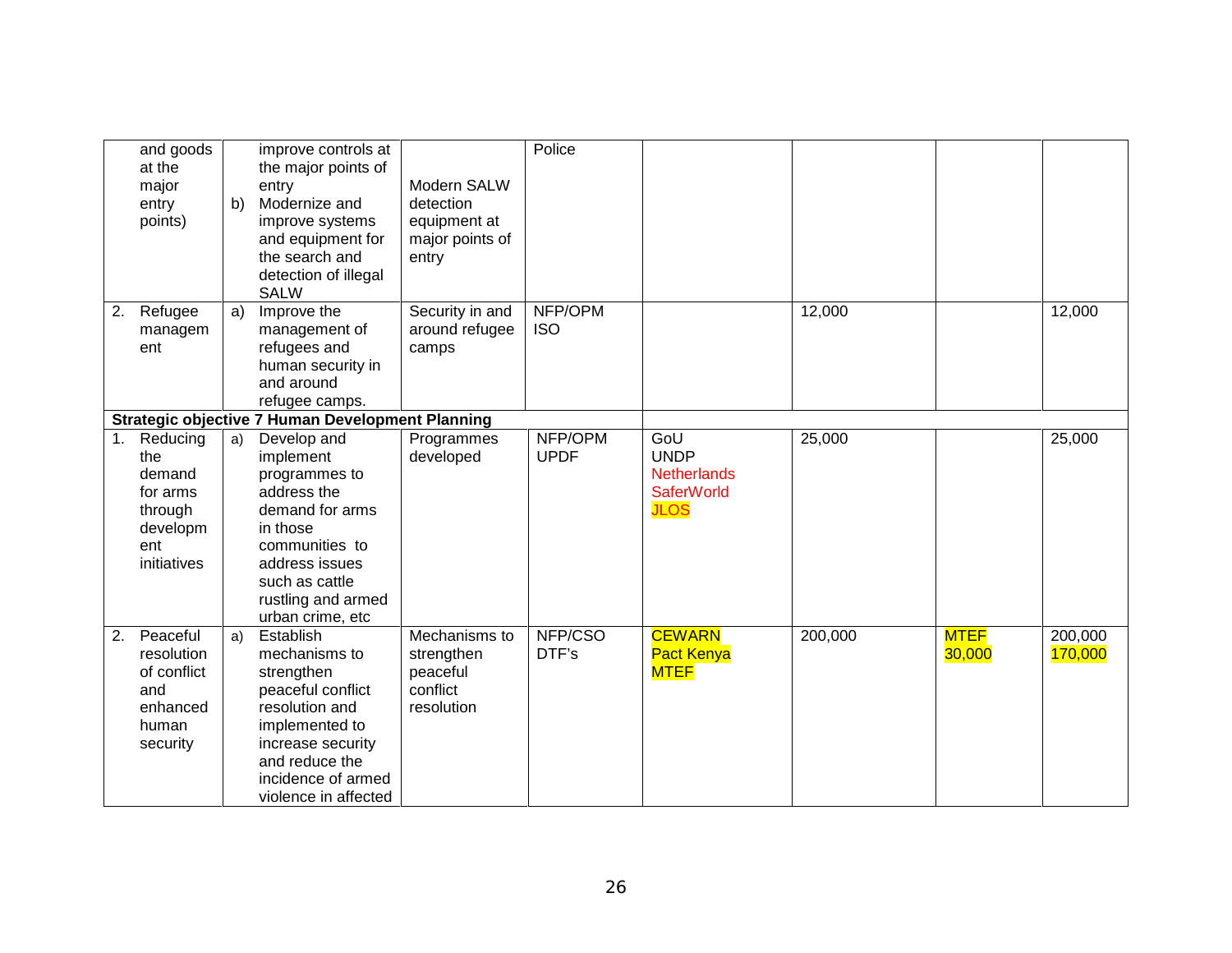| | | | | | | | |
|---|---|---|---|---|---|---|---|
| and goods at the major entry points) | improve controls at the major points of entry<br>b) Modernize and improve systems and equipment for the search and detection of illegal SALW | Modern SALW detection equipment at major points of entry | Police | | | | |
| 2. Refugee management | a) Improve the management of refugees and human security in and around refugee camps. | Security in and around refugee camps | NFP/OPM ISO | | 12,000 | | 12,000 |
| **Strategic objective 7 Human Development Planning** | | | | | | | |
| 1. Reducing the demand for arms through development initiatives | a) Develop and implement programmes to address the demand for arms in those communities to address issues such as cattle rustling and armed urban crime, etc | Programmes developed | NFP/OPM UPDF | GoU<br>UNDP<br>Netherlands<br>SaferWorld<br>JLOS | 25,000 | | 25,000 |
| 2. Peaceful resolution of conflict and enhanced human security | a) Establish mechanisms to strengthen peaceful conflict resolution and implemented to increase security and reduce the incidence of armed violence in affected | Mechanisms to strengthen peaceful conflict resolution | NFP/CSO DTF's | CEWARN<br>Pact Kenya<br>MTEF | 200,000 | MTEF<br>30,000 | 200,000<br>170,000 |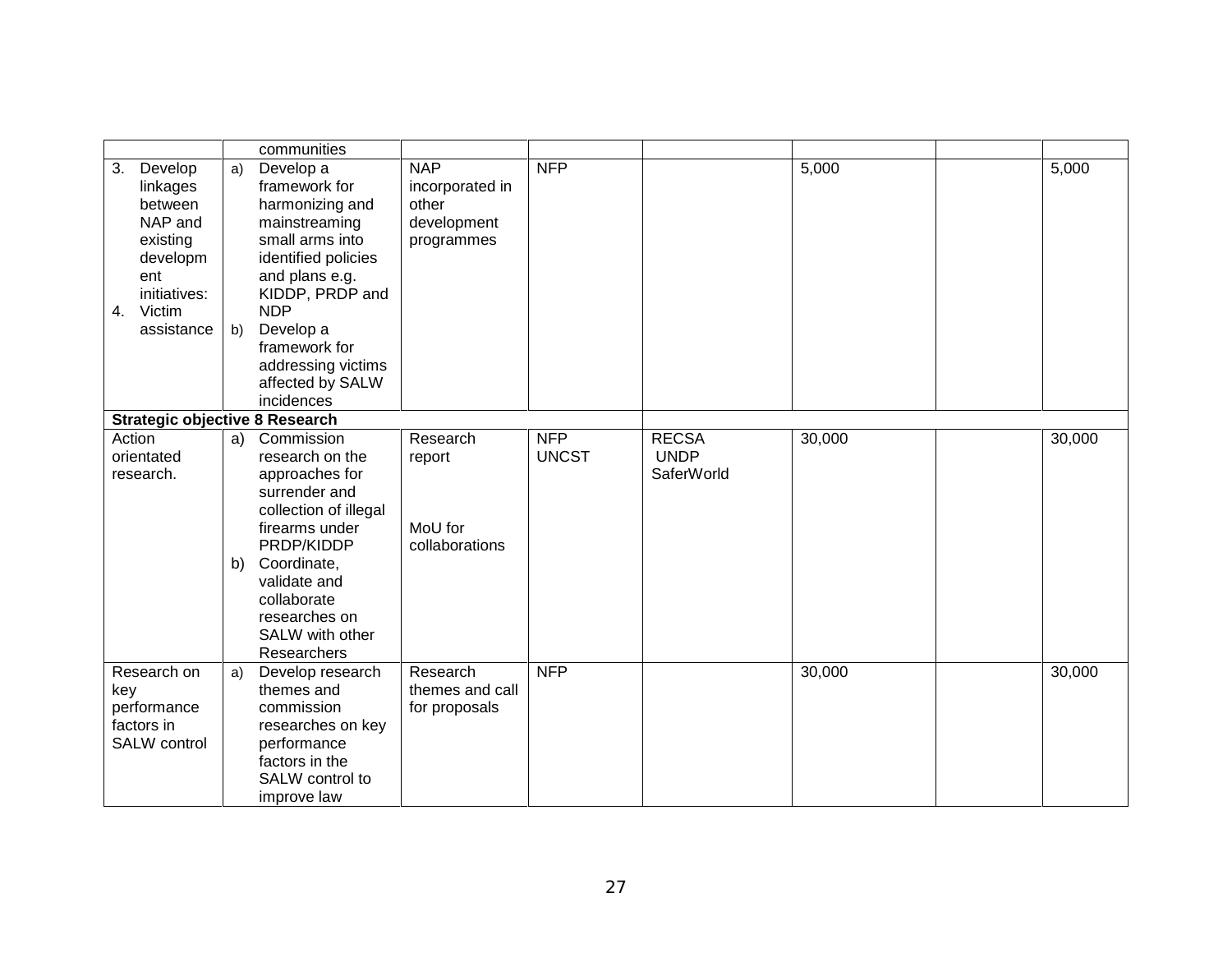| | | | | | | | |
|---|---|---|---|---|---|---|---|
| | communities | | | | | | |
| 3. Develop linkages between NAP and existing development initiatives:<br>4. Victim assistance | a) Develop a framework for harmonizing and mainstreaming small arms into identified policies and plans e.g. KIDDP, PRDP and NDP<br>b) Develop a framework for addressing victims affected by SALW incidences | NAP incorporated in other development programmes | NFP | | 5,000 | | 5,000 |
| **Strategic objective 8 Research** | | | | | | | |
| Action orientated research. | a) Commission research on the approaches for surrender and collection of illegal firearms under PRDP/KIDDP<br>b) Coordinate, validate and collaborate researches on SALW with other Researchers | Research report<br><br>MoU for collaborations | NFP<br>UNCST | RECSA<br>UNDP<br>SaferWorld | 30,000 | | 30,000 |
| Research on key performance factors in SALW control | a) Develop research themes and commission researches on key performance factors in the SALW control to improve law | Research themes and call for proposals | NFP | | 30,000 | | 30,000 |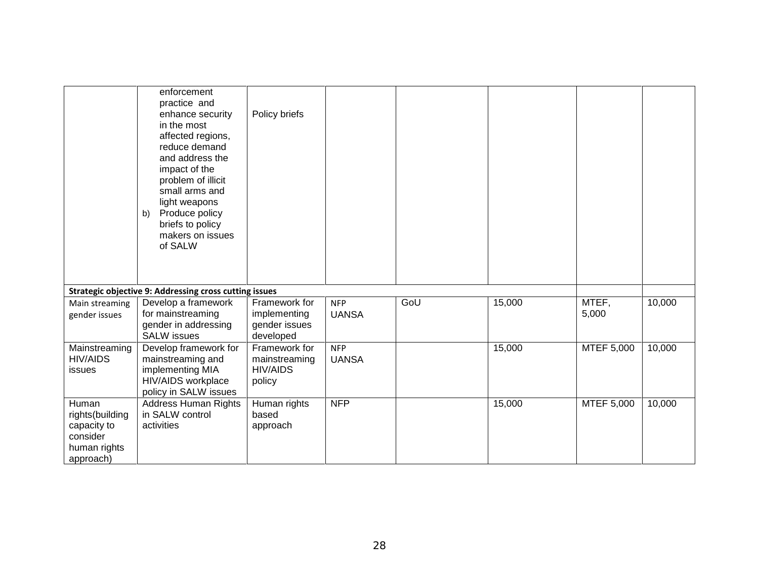| | | | | | | | |
|---|---|---|---|---|---|---|---|
| | enforcement practice and enhance security in the most affected regions, reduce demand and address the impact of the problem of illicit small arms and light weapons<br>b) Produce policy briefs to policy makers on issues of SALW | Policy briefs | | | | | |
| **Strategic objective 9: Addressing cross cutting issues** | | | | | | | |
| Main streaming gender issues | Develop a framework for mainstreaming gender in addressing SALW issues | Framework for implementing gender issues developed | NFP UANSA | GoU | 15,000 | MTEF, 5,000 | 10,000 |
| Mainstreaming HIV/AIDS issues | Develop framework for mainstreaming and implementing MIA HIV/AIDS workplace policy in SALW issues | Framework for mainstreaming HIV/AIDS policy | NFP UANSA | | 15,000 | MTEF 5,000 | 10,000 |
| Human rights(building capacity to consider human rights approach) | Address Human Rights in SALW control activities | Human rights based approach | NFP | | 15,000 | MTEF 5,000 | 10,000 |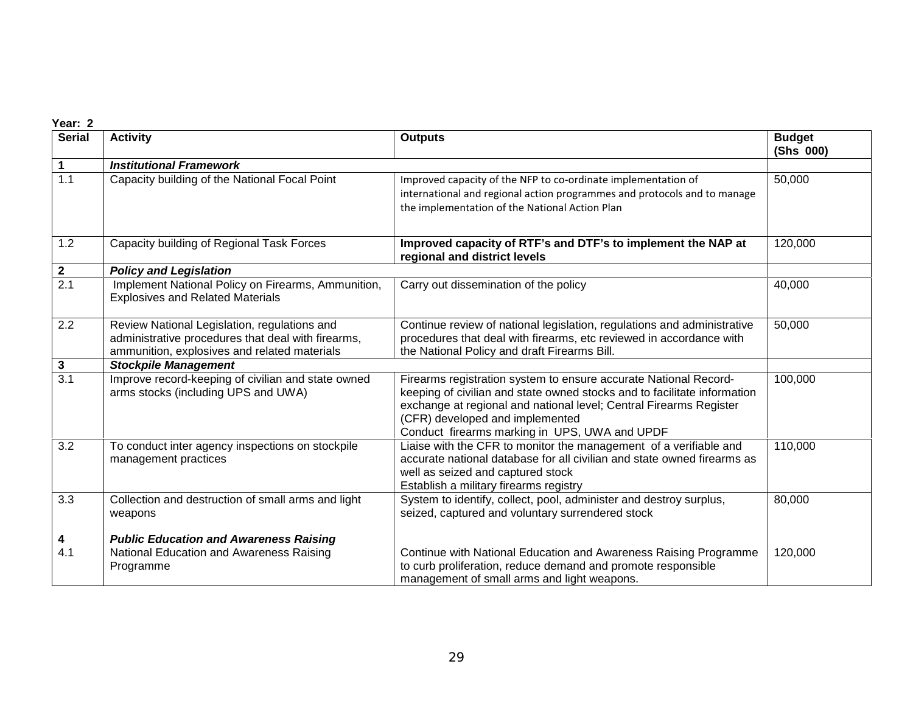**Year: 2**

| Serial | Activity | Outputs | Budget (Shs 000) |
|---|---|---|---|
| **1** | ***Institutional Framework*** | | |
| 1.1 | Capacity building of the National Focal Point | Improved capacity of the NFP to co-ordinate implementation of international and regional action programmes and protocols and to manage the implementation of the National Action Plan | 50,000 |
| 1.2 | Capacity building of Regional Task Forces | **Improved capacity of RTF's and DTF's to implement the NAP at regional and district levels** | 120,000 |
| **2** | ***Policy and Legislation*** | | |
| 2.1 | Implement National Policy on Firearms, Ammunition, Explosives and Related Materials | Carry out dissemination of the policy | 40,000 |
| 2.2 | Review National Legislation, regulations and administrative procedures that deal with firearms, ammunition, explosives and related materials | Continue review of national legislation, regulations and administrative procedures that deal with firearms, etc reviewed in accordance with the National Policy and draft Firearms Bill. | 50,000 |
| **3** | ***Stockpile Management*** | | |
| 3.1 | Improve record-keeping of civilian and state owned arms stocks (including UPS and UWA) | Firearms registration system to ensure accurate National Record-keeping of civilian and state owned stocks and to facilitate information exchange at regional and national level; Central Firearms Register (CFR) developed and implemented<br>Conduct firearms marking in UPS, UWA and UPDF | 100,000 |
| 3.2 | To conduct inter agency inspections on stockpile management practices | Liaise with the CFR to monitor the management of a verifiable and accurate national database for all civilian and state owned firearms as well as seized and captured stock<br>Establish a military firearms registry | 110,000 |
| 3.3 | Collection and destruction of small arms and light weapons | System to identify, collect, pool, administer and destroy surplus, seized, captured and voluntary surrendered stock | 80,000 |
| **4** | ***Public Education and Awareness Raising*** | | |
| 4.1 | National Education and Awareness Raising Programme | Continue with National Education and Awareness Raising Programme to curb proliferation, reduce demand and promote responsible management of small arms and light weapons. | 120,000 |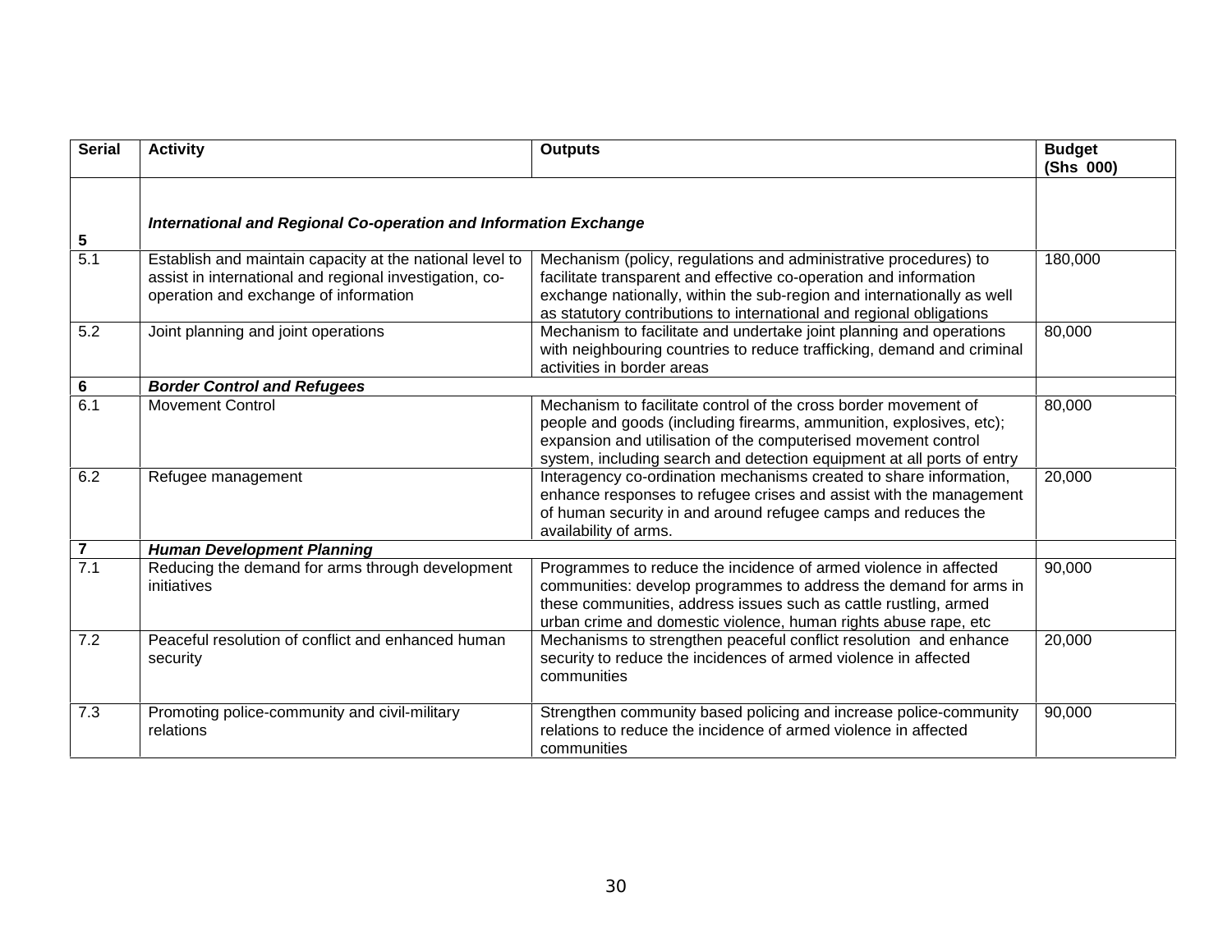| Serial | Activity | Outputs | Budget (Shs 000) |
|---|---|---|---|
| **5** | ***International and Regional Co-operation and Information Exchange*** | | |
| 5.1 | Establish and maintain capacity at the national level to assist in international and regional investigation, co-operation and exchange of information | Mechanism (policy, regulations and administrative procedures) to facilitate transparent and effective co-operation and information exchange nationally, within the sub-region and internationally as well as statutory contributions to international and regional obligations | 180,000 |
| 5.2 | Joint planning and joint operations | Mechanism to facilitate and undertake joint planning and operations with neighbouring countries to reduce trafficking, demand and criminal activities in border areas | 80,000 |
| **6** | ***Border Control and Refugees*** | | |
| 6.1 | Movement Control | Mechanism to facilitate control of the cross border movement of people and goods (including firearms, ammunition, explosives, etc); expansion and utilisation of the computerised movement control system, including search and detection equipment at all ports of entry | 80,000 |
| 6.2 | Refugee management | Interagency co-ordination mechanisms created to share information, enhance responses to refugee crises and assist with the management of human security in and around refugee camps and reduces the availability of arms. | 20,000 |
| **7** | ***Human Development Planning*** | | |
| 7.1 | Reducing the demand for arms through development initiatives | Programmes to reduce the incidence of armed violence in affected communities: develop programmes to address the demand for arms in these communities, address issues such as cattle rustling, armed urban crime and domestic violence, human rights abuse rape, etc | 90,000 |
| 7.2 | Peaceful resolution of conflict and enhanced human security | Mechanisms to strengthen peaceful conflict resolution and enhance security to reduce the incidences of armed violence in affected communities | 20,000 |
| 7.3 | Promoting police-community and civil-military relations | Strengthen community based policing and increase police-community relations to reduce the incidence of armed violence in affected communities | 90,000 |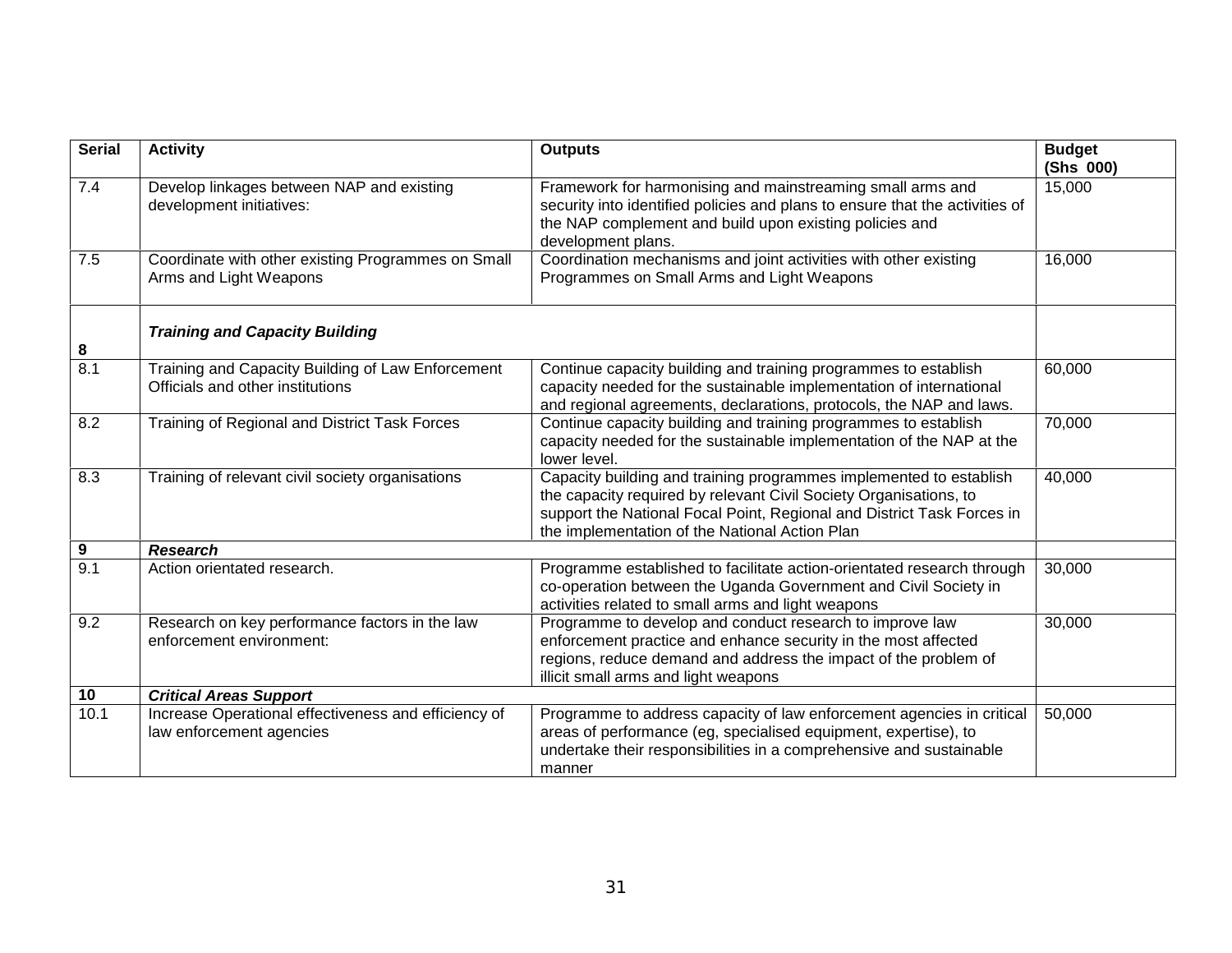| Serial | Activity | Outputs | Budget (Shs 000) |
|---|---|---|---|
| 7.4 | Develop linkages between NAP and existing development initiatives: | Framework for harmonising and mainstreaming small arms and security into identified policies and plans to ensure that the activities of the NAP complement and build upon existing policies and development plans. | 15,000 |
| 7.5 | Coordinate with other existing Programmes on Small Arms and Light Weapons | Coordination mechanisms and joint activities with other existing Programmes on Small Arms and Light Weapons | 16,000 |
| **8** | ***Training and Capacity Building*** | | |
| 8.1 | Training and Capacity Building of Law Enforcement Officials and other institutions | Continue capacity building and training programmes to establish capacity needed for the sustainable implementation of international and regional agreements, declarations, protocols, the NAP and laws. | 60,000 |
| 8.2 | Training of Regional and District Task Forces | Continue capacity building and training programmes to establish capacity needed for the sustainable implementation of the NAP at the lower level. | 70,000 |
| 8.3 | Training of relevant civil society organisations | Capacity building and training programmes implemented to establish the capacity required by relevant Civil Society Organisations, to support the National Focal Point, Regional and District Task Forces in the implementation of the National Action Plan | 40,000 |
| **9** | ***Research*** | | |
| 9.1 | Action orientated research. | Programme established to facilitate action-orientated research through co-operation between the Uganda Government and Civil Society in activities related to small arms and light weapons | 30,000 |
| 9.2 | Research on key performance factors in the law enforcement environment: | Programme to develop and conduct research to improve law enforcement practice and enhance security in the most affected regions, reduce demand and address the impact of the problem of illicit small arms and light weapons | 30,000 |
| **10** | ***Critical Areas Support*** | | |
| 10.1 | Increase Operational effectiveness and efficiency of law enforcement agencies | Programme to address capacity of law enforcement agencies in critical areas of performance (eg, specialised equipment, expertise), to undertake their responsibilities in a comprehensive and sustainable manner | 50,000 |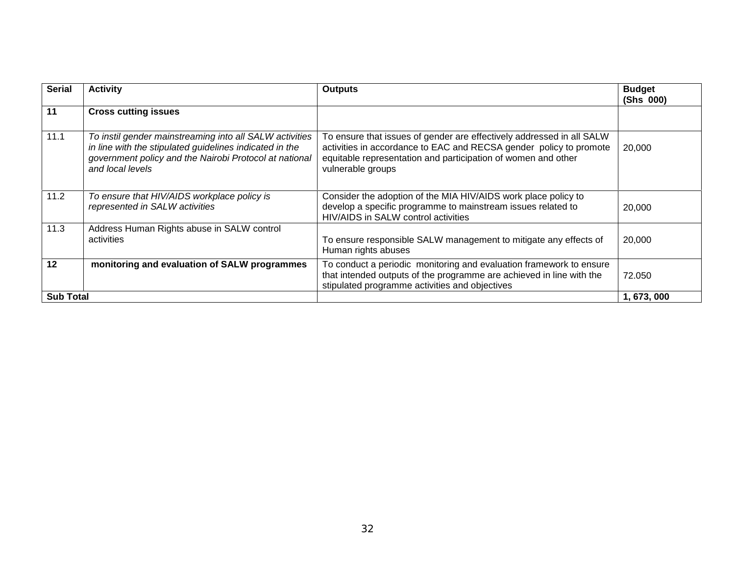| Serial | Activity | Outputs | Budget (Shs 000) |
| --- | --- | --- | --- |
| **11** | **Cross cutting issues** | | |
| 11.1 | *To instil gender mainstreaming into all SALW activities in line with the stipulated guidelines indicated in the government policy and the Nairobi Protocol at national and local levels* | To ensure that issues of gender are effectively addressed in all SALW activities in accordance to EAC and RECSA gender policy to promote equitable representation and participation of women and other vulnerable groups | 20,000 |
| 11.2 | *To ensure that HIV/AIDS workplace policy is represented in SALW activities* | Consider the adoption of the MIA HIV/AIDS work place policy to develop a specific programme to mainstream issues related to HIV/AIDS in SALW control activities | 20,000 |
| 11.3 | Address Human Rights abuse in SALW control activities | To ensure responsible SALW management to mitigate any effects of Human rights abuses | 20,000 |
| **12** | **monitoring and evaluation of SALW programmes** | To conduct a periodic monitoring and evaluation framework to ensure that intended outputs of the programme are achieved in line with the stipulated programme activities and objectives | 72.050 |
| **Sub Total** | | | **1, 673, 000** |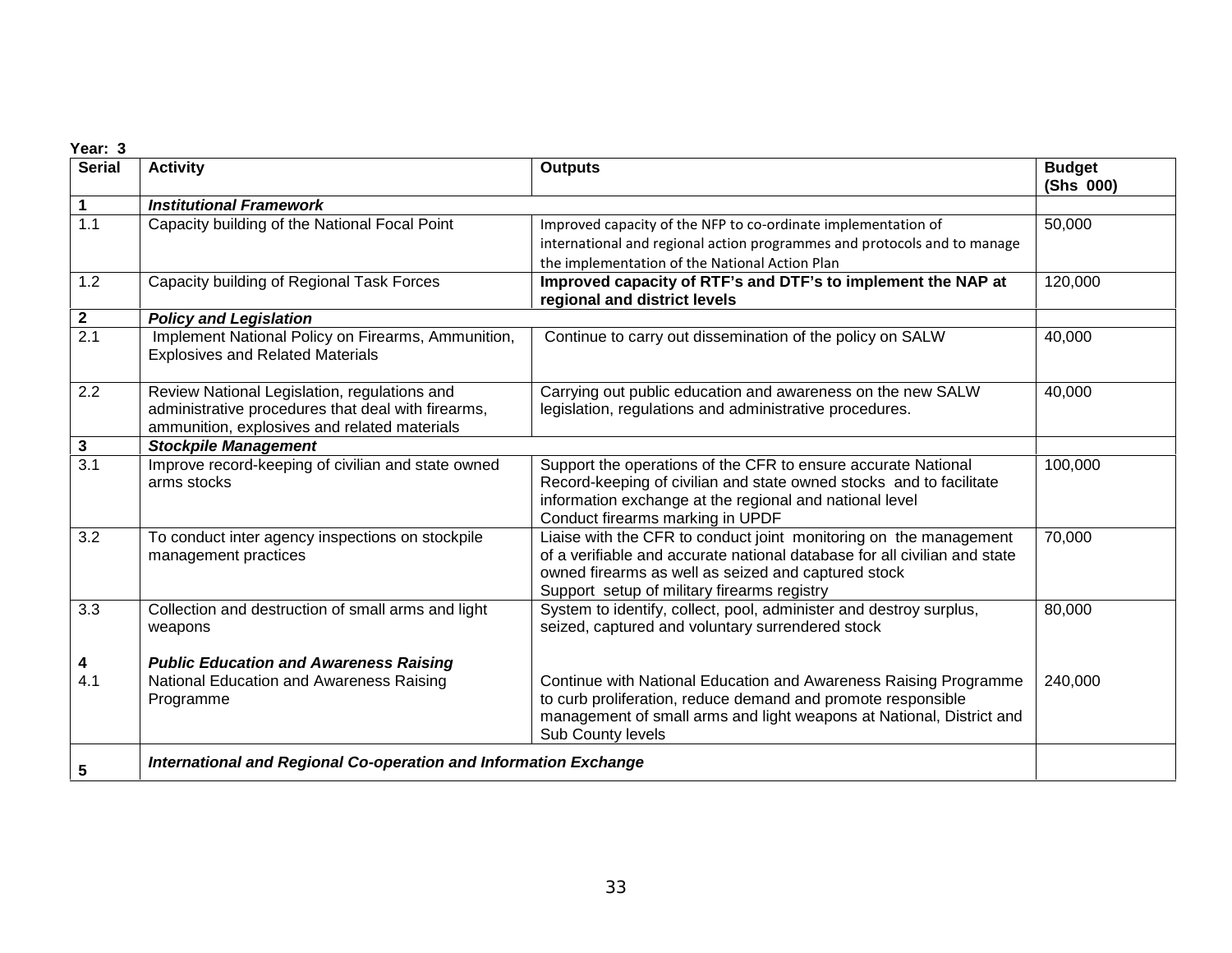**Year: 3**

| Serial | Activity | Outputs | Budget (Shs 000) |
|---|---|---|---|
| **1** | ***Institutional Framework*** | | |
| 1.1 | Capacity building of the National Focal Point | Improved capacity of the NFP to co-ordinate implementation of international and regional action programmes and protocols and to manage the implementation of the National Action Plan | 50,000 |
| 1.2 | Capacity building of Regional Task Forces | **Improved capacity of RTF's and DTF's to implement the NAP at regional and district levels** | 120,000 |
| **2** | ***Policy and Legislation*** | | |
| 2.1 | Implement National Policy on Firearms, Ammunition, Explosives and Related Materials | Continue to carry out dissemination of the policy on SALW | 40,000 |
| 2.2 | Review National Legislation, regulations and administrative procedures that deal with firearms, ammunition, explosives and related materials | Carrying out public education and awareness on the new SALW legislation, regulations and administrative procedures. | 40,000 |
| **3** | ***Stockpile Management*** | | |
| 3.1 | Improve record-keeping of civilian and state owned arms stocks | Support the operations of the CFR to ensure accurate National Record-keeping of civilian and state owned stocks and to facilitate information exchange at the regional and national level<br>Conduct firearms marking in UPDF | 100,000 |
| 3.2 | To conduct inter agency inspections on stockpile management practices | Liaise with the CFR to conduct joint monitoring on the management of a verifiable and accurate national database for all civilian and state owned firearms as well as seized and captured stock<br>Support setup of military firearms registry | 70,000 |
| 3.3 | Collection and destruction of small arms and light weapons | System to identify, collect, pool, administer and destroy surplus, seized, captured and voluntary surrendered stock | 80,000 |
| **4** | ***Public Education and Awareness Raising*** | | |
| 4.1 | National Education and Awareness Raising Programme | Continue with National Education and Awareness Raising Programme to curb proliferation, reduce demand and promote responsible management of small arms and light weapons at National, District and Sub County levels | 240,000 |
| **5** | ***International and Regional Co-operation and Information Exchange*** | | |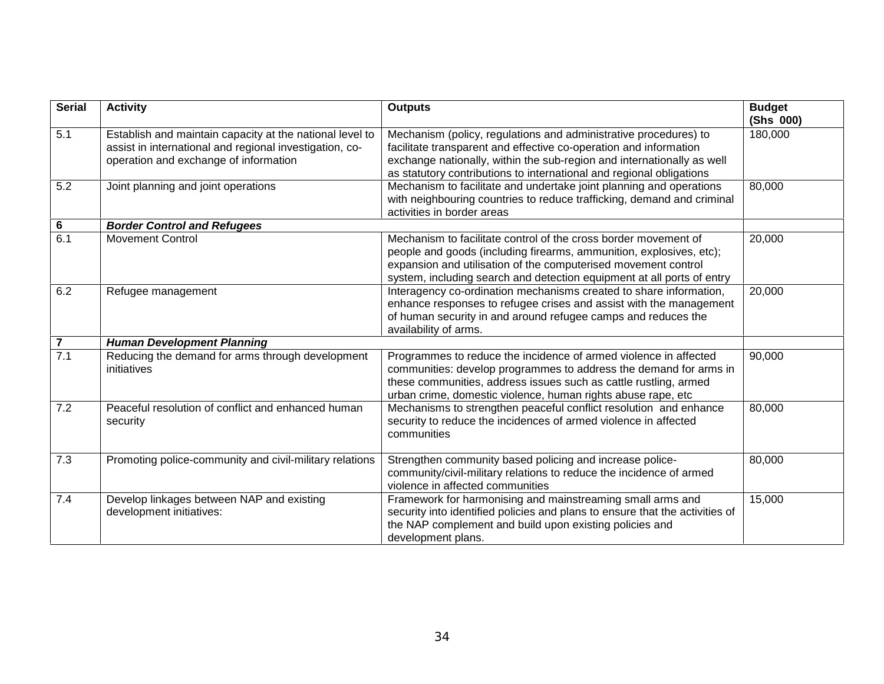| Serial | Activity | Outputs | Budget (Shs 000) |
|---|---|---|---|
| 5.1 | Establish and maintain capacity at the national level to assist in international and regional investigation, co-operation and exchange of information | Mechanism (policy, regulations and administrative procedures) to facilitate transparent and effective co-operation and information exchange nationally, within the sub-region and internationally as well as statutory contributions to international and regional obligations | 180,000 |
| 5.2 | Joint planning and joint operations | Mechanism to facilitate and undertake joint planning and operations with neighbouring countries to reduce trafficking, demand and criminal activities in border areas | 80,000 |
| **6** | ***Border Control and Refugees*** | | |
| 6.1 | Movement Control | Mechanism to facilitate control of the cross border movement of people and goods (including firearms, ammunition, explosives, etc); expansion and utilisation of the computerised movement control system, including search and detection equipment at all ports of entry | 20,000 |
| 6.2 | Refugee management | Interagency co-ordination mechanisms created to share information, enhance responses to refugee crises and assist with the management of human security in and around refugee camps and reduces the availability of arms. | 20,000 |
| **7** | ***Human Development Planning*** | | |
| 7.1 | Reducing the demand for arms through development initiatives | Programmes to reduce the incidence of armed violence in affected communities: develop programmes to address the demand for arms in these communities, address issues such as cattle rustling, armed urban crime, domestic violence, human rights abuse rape, etc | 90,000 |
| 7.2 | Peaceful resolution of conflict and enhanced human security | Mechanisms to strengthen peaceful conflict resolution and enhance security to reduce the incidences of armed violence in affected communities | 80,000 |
| 7.3 | Promoting police-community and civil-military relations | Strengthen community based policing and increase police-community/civil-military relations to reduce the incidence of armed violence in affected communities | 80,000 |
| 7.4 | Develop linkages between NAP and existing development initiatives: | Framework for harmonising and mainstreaming small arms and security into identified policies and plans to ensure that the activities of the NAP complement and build upon existing policies and development plans. | 15,000 |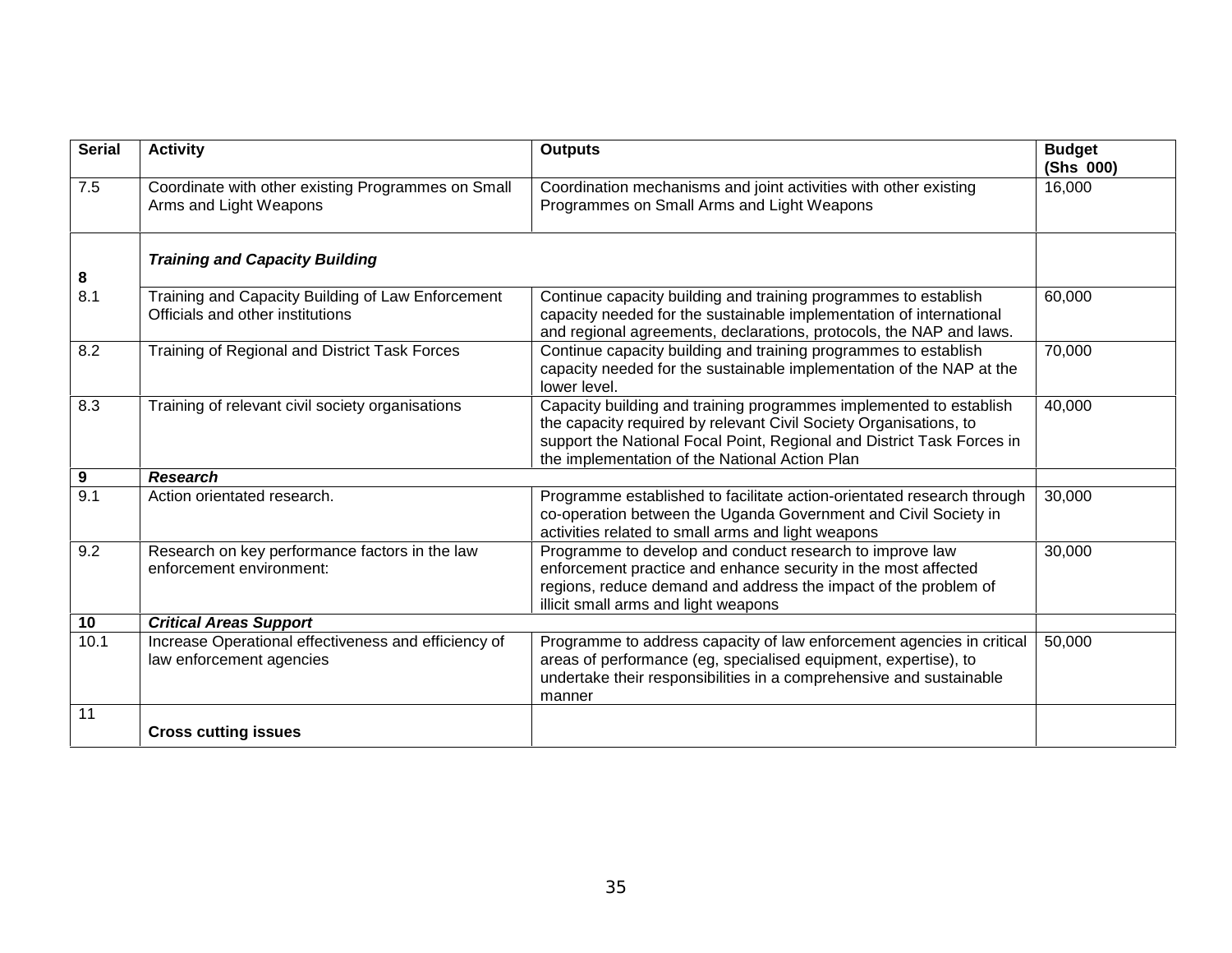| Serial | Activity | Outputs | Budget (Shs 000) |
|---|---|---|---|
| 7.5 | Coordinate with other existing Programmes on Small Arms and Light Weapons | Coordination mechanisms and joint activities with other existing Programmes on Small Arms and Light Weapons | 16,000 |
| **8** | ***Training and Capacity Building*** | | |
| 8.1 | Training and Capacity Building of Law Enforcement Officials and other institutions | Continue capacity building and training programmes to establish capacity needed for the sustainable implementation of international and regional agreements, declarations, protocols, the NAP and laws. | 60,000 |
| 8.2 | Training of Regional and District Task Forces | Continue capacity building and training programmes to establish capacity needed for the sustainable implementation of the NAP at the lower level. | 70,000 |
| 8.3 | Training of relevant civil society organisations | Capacity building and training programmes implemented to establish the capacity required by relevant Civil Society Organisations, to support the National Focal Point, Regional and District Task Forces in the implementation of the National Action Plan | 40,000 |
| **9** | ***Research*** | | |
| 9.1 | Action orientated research. | Programme established to facilitate action-orientated research through co-operation between the Uganda Government and Civil Society in activities related to small arms and light weapons | 30,000 |
| 9.2 | Research on key performance factors in the law enforcement environment: | Programme to develop and conduct research to improve law enforcement practice and enhance security in the most affected regions, reduce demand and address the impact of the problem of illicit small arms and light weapons | 30,000 |
| **10** | ***Critical Areas Support*** | | |
| 10.1 | Increase Operational effectiveness and efficiency of law enforcement agencies | Programme to address capacity of law enforcement agencies in critical areas of performance (eg, specialised equipment, expertise), to undertake their responsibilities in a comprehensive and sustainable manner | 50,000 |
| 11 | **Cross cutting issues** | | |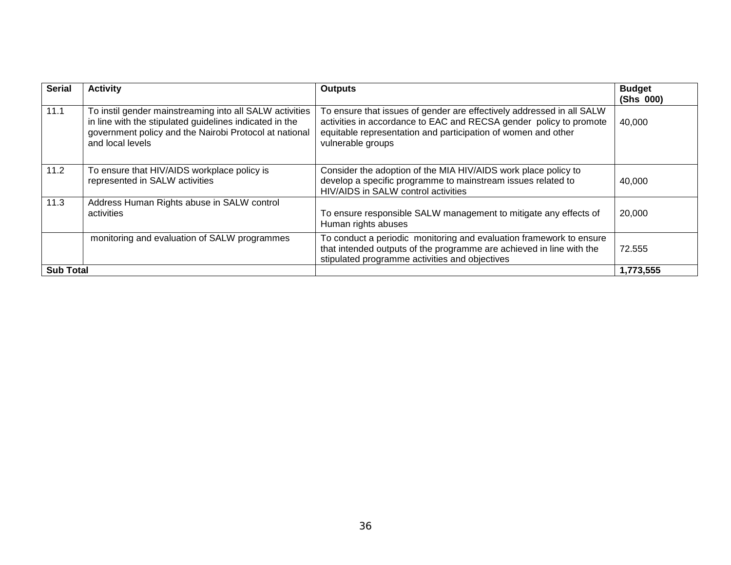| Serial | Activity | Outputs | Budget (Shs 000) |
|---|---|---|---|
| 11.1 | To instil gender mainstreaming into all SALW activities in line with the stipulated guidelines indicated in the government policy and the Nairobi Protocol at national and local levels | To ensure that issues of gender are effectively addressed in all SALW activities in accordance to EAC and RECSA gender policy to promote equitable representation and participation of women and other vulnerable groups | 40,000 |
| 11.2 | To ensure that HIV/AIDS workplace policy is represented in SALW activities | Consider the adoption of the MIA HIV/AIDS work place policy to develop a specific programme to mainstream issues related to HIV/AIDS in SALW control activities | 40,000 |
| 11.3 | Address Human Rights abuse in SALW control activities | To ensure responsible SALW management to mitigate any effects of Human rights abuses | 20,000 |
| | monitoring and evaluation of SALW programmes | To conduct a periodic monitoring and evaluation framework to ensure that intended outputs of the programme are achieved in line with the stipulated programme activities and objectives | 72.555 |
| **Sub Total** | | | **1,773,555** |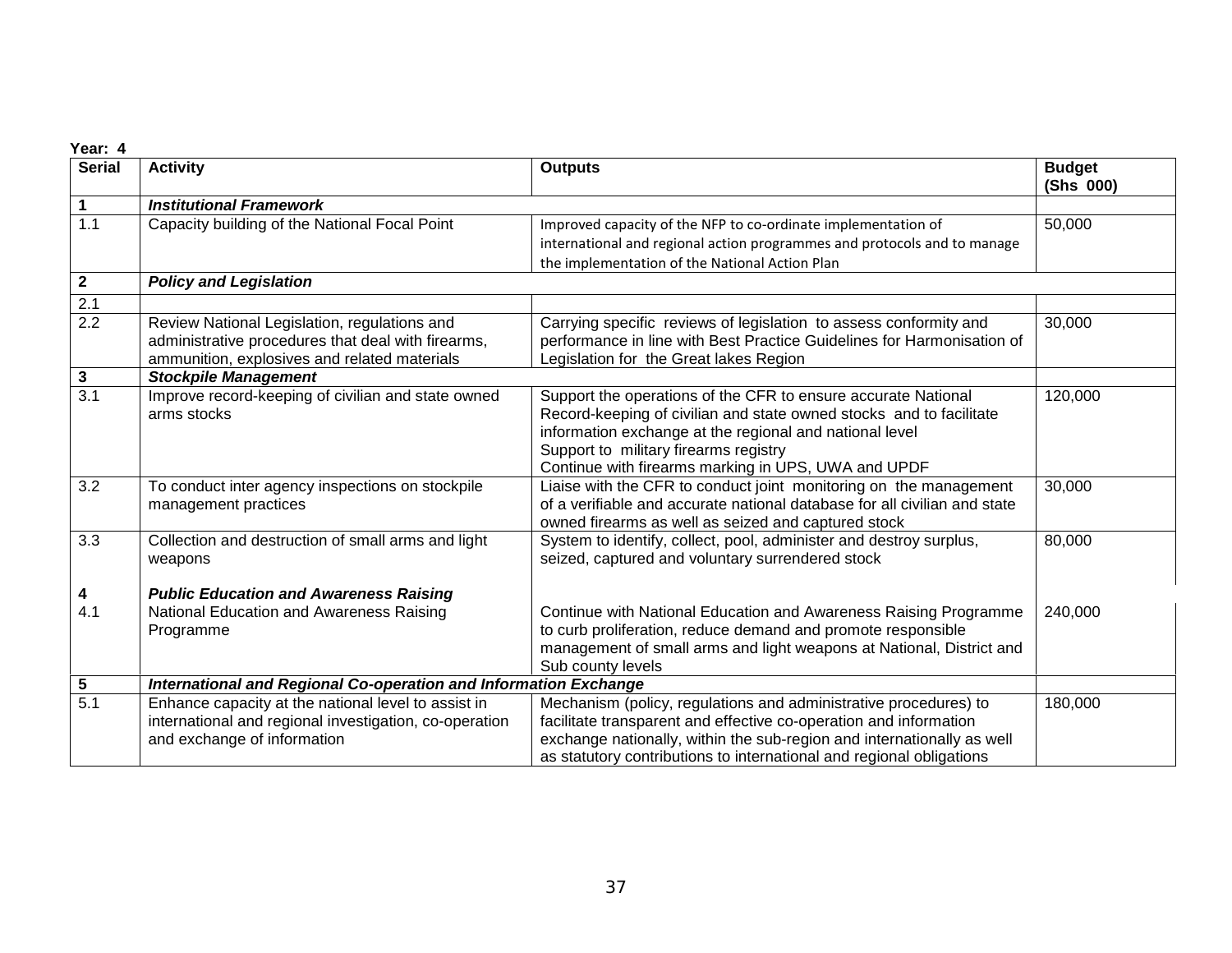**Year: 4**

| Serial | Activity | Outputs | Budget (Shs 000) |
| --- | --- | --- | --- |
| **1** | ***Institutional Framework*** | | |
| 1.1 | Capacity building of the National Focal Point | Improved capacity of the NFP to co-ordinate implementation of international and regional action programmes and protocols and to manage the implementation of the National Action Plan | 50,000 |
| **2** | ***Policy and Legislation*** | | |
| 2.1 | | | |
| 2.2 | Review National Legislation, regulations and administrative procedures that deal with firearms, ammunition, explosives and related materials | Carrying specific reviews of legislation to assess conformity and performance in line with Best Practice Guidelines for Harmonisation of Legislation for the Great lakes Region | 30,000 |
| **3** | ***Stockpile Management*** | | |
| 3.1 | Improve record-keeping of civilian and state owned arms stocks | Support the operations of the CFR to ensure accurate National Record-keeping of civilian and state owned stocks and to facilitate information exchange at the regional and national level<br>Support to military firearms registry<br>Continue with firearms marking in UPS, UWA and UPDF | 120,000 |
| 3.2 | To conduct inter agency inspections on stockpile management practices | Liaise with the CFR to conduct joint monitoring on the management of a verifiable and accurate national database for all civilian and state owned firearms as well as seized and captured stock | 30,000 |
| 3.3 | Collection and destruction of small arms and light weapons | System to identify, collect, pool, administer and destroy surplus, seized, captured and voluntary surrendered stock | 80,000 |
| **4** | ***Public Education and Awareness Raising*** | | |
| 4.1 | National Education and Awareness Raising Programme | Continue with National Education and Awareness Raising Programme to curb proliferation, reduce demand and promote responsible management of small arms and light weapons at National, District and Sub county levels | 240,000 |
| **5** | ***International and Regional Co-operation and Information Exchange*** | | |
| 5.1 | Enhance capacity at the national level to assist in international and regional investigation, co-operation and exchange of information | Mechanism (policy, regulations and administrative procedures) to facilitate transparent and effective co-operation and information exchange nationally, within the sub-region and internationally as well as statutory contributions to international and regional obligations | 180,000 |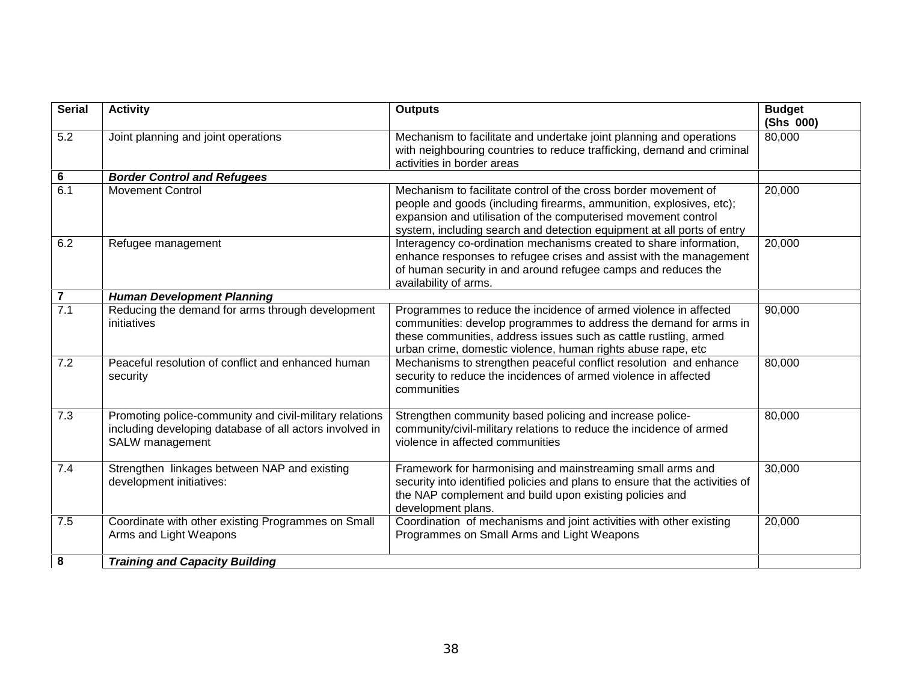| Serial | Activity | Outputs | Budget (Shs 000) |
|---|---|---|---|
| 5.2 | Joint planning and joint operations | Mechanism to facilitate and undertake joint planning and operations with neighbouring countries to reduce trafficking, demand and criminal activities in border areas | 80,000 |
| **6** | ***Border Control and Refugees*** | | |
| 6.1 | Movement Control | Mechanism to facilitate control of the cross border movement of people and goods (including firearms, ammunition, explosives, etc); expansion and utilisation of the computerised movement control system, including search and detection equipment at all ports of entry | 20,000 |
| 6.2 | Refugee management | Interagency co-ordination mechanisms created to share information, enhance responses to refugee crises and assist with the management of human security in and around refugee camps and reduces the availability of arms. | 20,000 |
| **7** | ***Human Development Planning*** | | |
| 7.1 | Reducing the demand for arms through development initiatives | Programmes to reduce the incidence of armed violence in affected communities: develop programmes to address the demand for arms in these communities, address issues such as cattle rustling, armed urban crime, domestic violence, human rights abuse rape, etc | 90,000 |
| 7.2 | Peaceful resolution of conflict and enhanced human security | Mechanisms to strengthen peaceful conflict resolution and enhance security to reduce the incidences of armed violence in affected communities | 80,000 |
| 7.3 | Promoting police-community and civil-military relations including developing database of all actors involved in SALW management | Strengthen community based policing and increase police-community/civil-military relations to reduce the incidence of armed violence in affected communities | 80,000 |
| 7.4 | Strengthen linkages between NAP and existing development initiatives: | Framework for harmonising and mainstreaming small arms and security into identified policies and plans to ensure that the activities of the NAP complement and build upon existing policies and development plans. | 30,000 |
| 7.5 | Coordinate with other existing Programmes on Small Arms and Light Weapons | Coordination of mechanisms and joint activities with other existing Programmes on Small Arms and Light Weapons | 20,000 |
| **8** | ***Training and Capacity Building*** | | |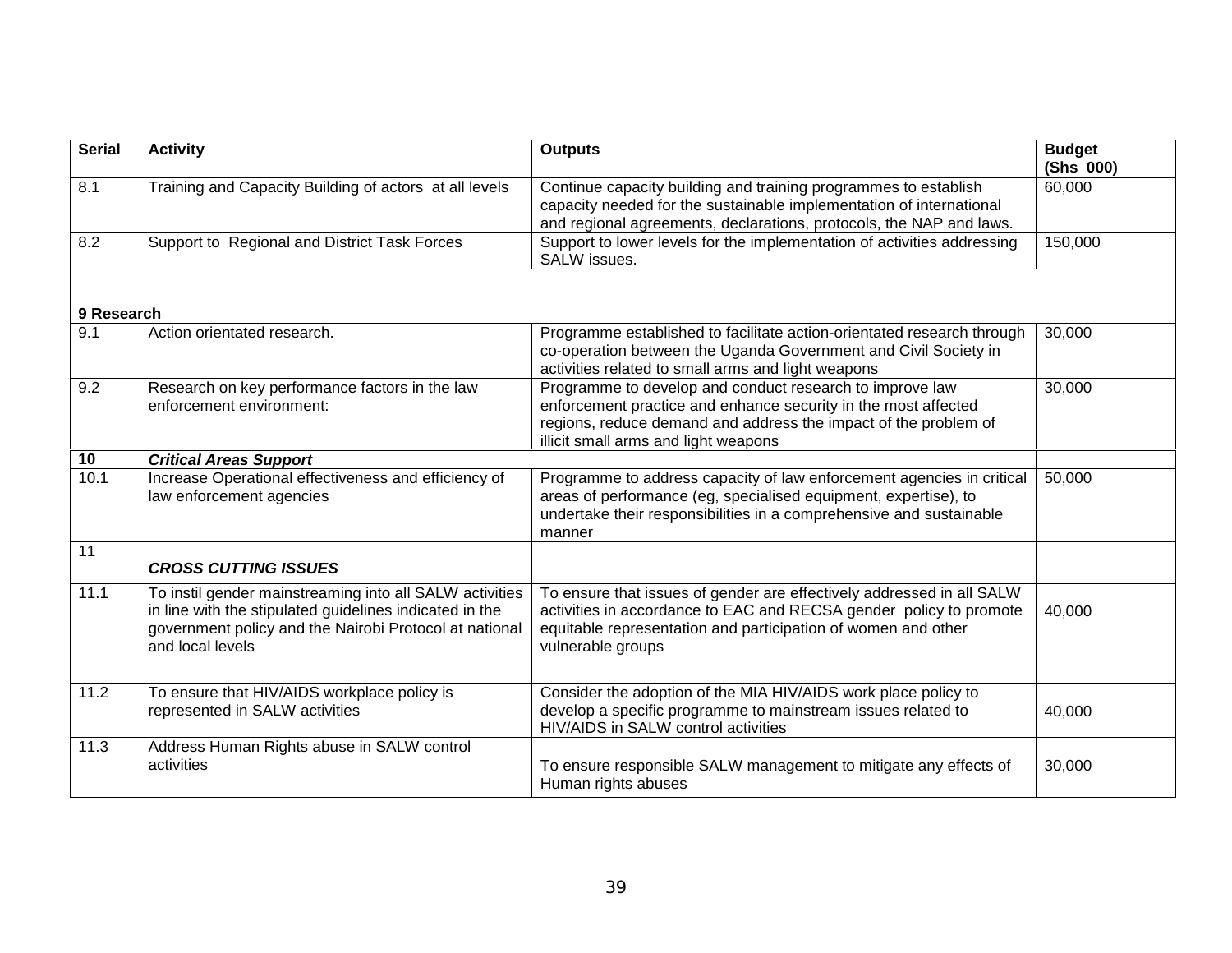| Serial | Activity | Outputs | Budget (Shs 000) |
|---|---|---|---|
| 8.1 | Training and Capacity Building of actors at all levels | Continue capacity building and training programmes to establish capacity needed for the sustainable implementation of international and regional agreements, declarations, protocols, the NAP and laws. | 60,000 |
| 8.2 | Support to Regional and District Task Forces | Support to lower levels for the implementation of activities addressing SALW issues. | 150,000 |
| **9 Research** | | | |
| 9.1 | Action orientated research. | Programme established to facilitate action-orientated research through co-operation between the Uganda Government and Civil Society in activities related to small arms and light weapons | 30,000 |
| 9.2 | Research on key performance factors in the law enforcement environment: | Programme to develop and conduct research to improve law enforcement practice and enhance security in the most affected regions, reduce demand and address the impact of the problem of illicit small arms and light weapons | 30,000 |
| **10** | ***Critical Areas Support*** | | |
| 10.1 | Increase Operational effectiveness and efficiency of law enforcement agencies | Programme to address capacity of law enforcement agencies in critical areas of performance (eg, specialised equipment, expertise), to undertake their responsibilities in a comprehensive and sustainable manner | 50,000 |
| 11 | ***CROSS CUTTING ISSUES*** | | |
| 11.1 | To instil gender mainstreaming into all SALW activities in line with the stipulated guidelines indicated in the government policy and the Nairobi Protocol at national and local levels | To ensure that issues of gender are effectively addressed in all SALW activities in accordance to EAC and RECSA gender policy to promote equitable representation and participation of women and other vulnerable groups | 40,000 |
| 11.2 | To ensure that HIV/AIDS workplace policy is represented in SALW activities | Consider the adoption of the MIA HIV/AIDS work place policy to develop a specific programme to mainstream issues related to HIV/AIDS in SALW control activities | 40,000 |
| 11.3 | Address Human Rights abuse in SALW control activities | To ensure responsible SALW management to mitigate any effects of Human rights abuses | 30,000 |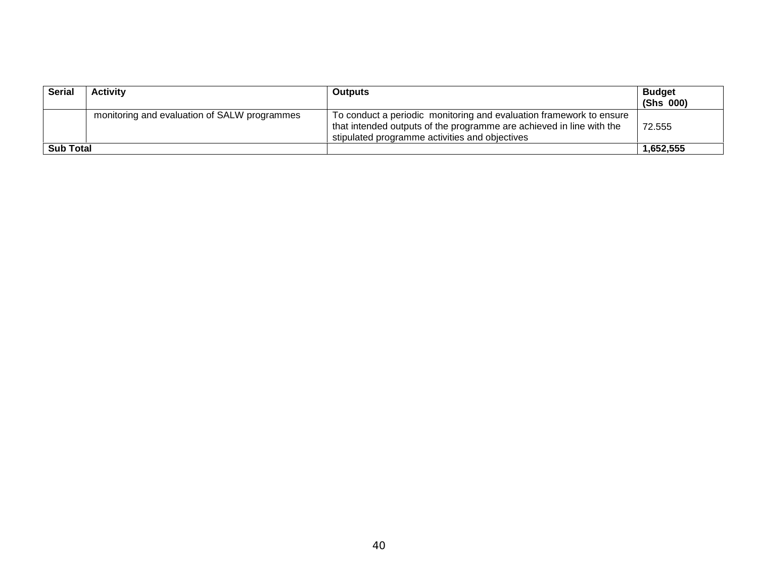| Serial | Activity | Outputs | Budget (Shs 000) |
|---|---|---|---|
| | monitoring and evaluation of SALW programmes | To conduct a periodic monitoring and evaluation framework to ensure that intended outputs of the programme are achieved in line with the stipulated programme activities and objectives | 72.555 |
| **Sub Total** | | | **1,652,555** |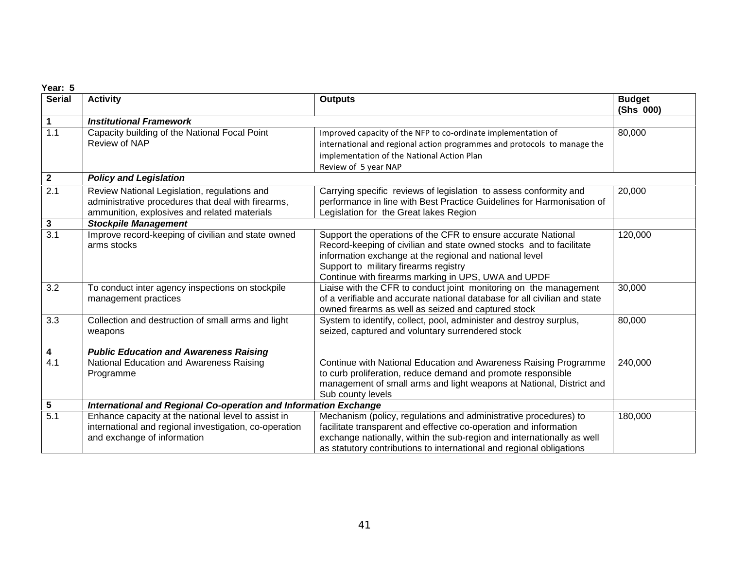**Year: 5**

| Serial | Activity | Outputs | Budget (Shs 000) |
|---|---|---|---|
| **1** | ***Institutional Framework*** | | |
| 1.1 | Capacity building of the National Focal Point<br>Review of NAP | Improved capacity of the NFP to co-ordinate implementation of international and regional action programmes and protocols to manage the implementation of the National Action Plan<br>Review of 5 year NAP | 80,000 |
| **2** | ***Policy and Legislation*** | | |
| 2.1 | Review National Legislation, regulations and administrative procedures that deal with firearms, ammunition, explosives and related materials | Carrying specific reviews of legislation to assess conformity and performance in line with Best Practice Guidelines for Harmonisation of Legislation for the Great lakes Region | 20,000 |
| **3** | ***Stockpile Management*** | | |
| 3.1 | Improve record-keeping of civilian and state owned arms stocks | Support the operations of the CFR to ensure accurate National Record-keeping of civilian and state owned stocks and to facilitate information exchange at the regional and national level<br>Support to military firearms registry<br>Continue with firearms marking in UPS, UWA and UPDF | 120,000 |
| 3.2 | To conduct inter agency inspections on stockpile management practices | Liaise with the CFR to conduct joint monitoring on the management of a verifiable and accurate national database for all civilian and state owned firearms as well as seized and captured stock | 30,000 |
| 3.3 | Collection and destruction of small arms and light weapons | System to identify, collect, pool, administer and destroy surplus, seized, captured and voluntary surrendered stock | 80,000 |
| **4** | ***Public Education and Awareness Raising*** | | |
| 4.1 | National Education and Awareness Raising Programme | Continue with National Education and Awareness Raising Programme to curb proliferation, reduce demand and promote responsible management of small arms and light weapons at National, District and Sub county levels | 240,000 |
| **5** | ***International and Regional Co-operation and Information Exchange*** | | |
| 5.1 | Enhance capacity at the national level to assist in international and regional investigation, co-operation and exchange of information | Mechanism (policy, regulations and administrative procedures) to facilitate transparent and effective co-operation and information exchange nationally, within the sub-region and internationally as well as statutory contributions to international and regional obligations | 180,000 |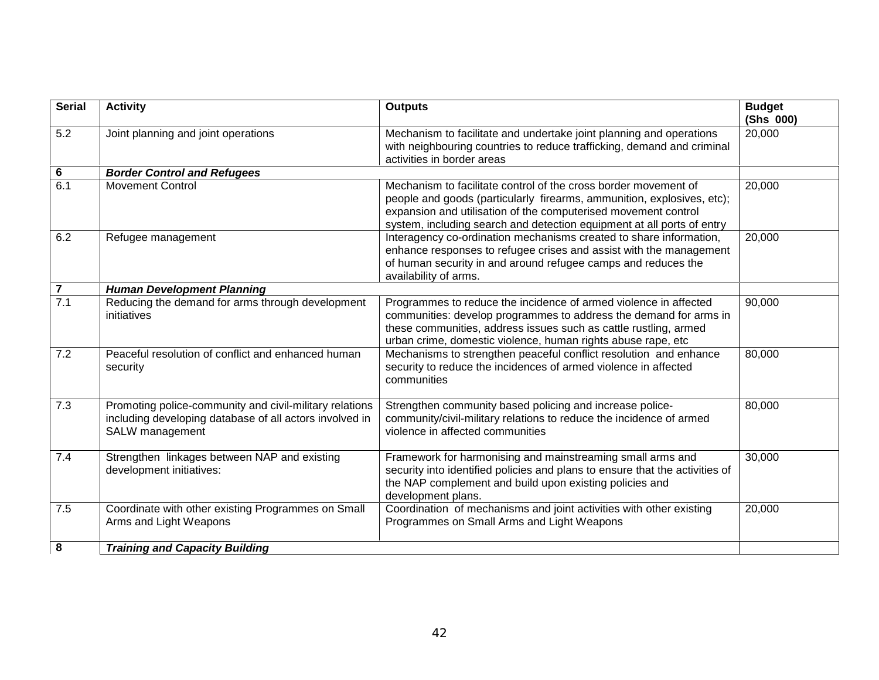| Serial | Activity | Outputs | Budget (Shs 000) |
|---|---|---|---|
| 5.2 | Joint planning and joint operations | Mechanism to facilitate and undertake joint planning and operations with neighbouring countries to reduce trafficking, demand and criminal activities in border areas | 20,000 |
| **6** | ***Border Control and Refugees*** | | |
| 6.1 | Movement Control | Mechanism to facilitate control of the cross border movement of people and goods (particularly firearms, ammunition, explosives, etc); expansion and utilisation of the computerised movement control system, including search and detection equipment at all ports of entry | 20,000 |
| 6.2 | Refugee management | Interagency co-ordination mechanisms created to share information, enhance responses to refugee crises and assist with the management of human security in and around refugee camps and reduces the availability of arms. | 20,000 |
| **7** | ***Human Development Planning*** | | |
| 7.1 | Reducing the demand for arms through development initiatives | Programmes to reduce the incidence of armed violence in affected communities: develop programmes to address the demand for arms in these communities, address issues such as cattle rustling, armed urban crime, domestic violence, human rights abuse rape, etc | 90,000 |
| 7.2 | Peaceful resolution of conflict and enhanced human security | Mechanisms to strengthen peaceful conflict resolution and enhance security to reduce the incidences of armed violence in affected communities | 80,000 |
| 7.3 | Promoting police-community and civil-military relations including developing database of all actors involved in SALW management | Strengthen community based policing and increase police-community/civil-military relations to reduce the incidence of armed violence in affected communities | 80,000 |
| 7.4 | Strengthen linkages between NAP and existing development initiatives: | Framework for harmonising and mainstreaming small arms and security into identified policies and plans to ensure that the activities of the NAP complement and build upon existing policies and development plans. | 30,000 |
| 7.5 | Coordinate with other existing Programmes on Small Arms and Light Weapons | Coordination of mechanisms and joint activities with other existing Programmes on Small Arms and Light Weapons | 20,000 |
| **8** | ***Training and Capacity Building*** | | |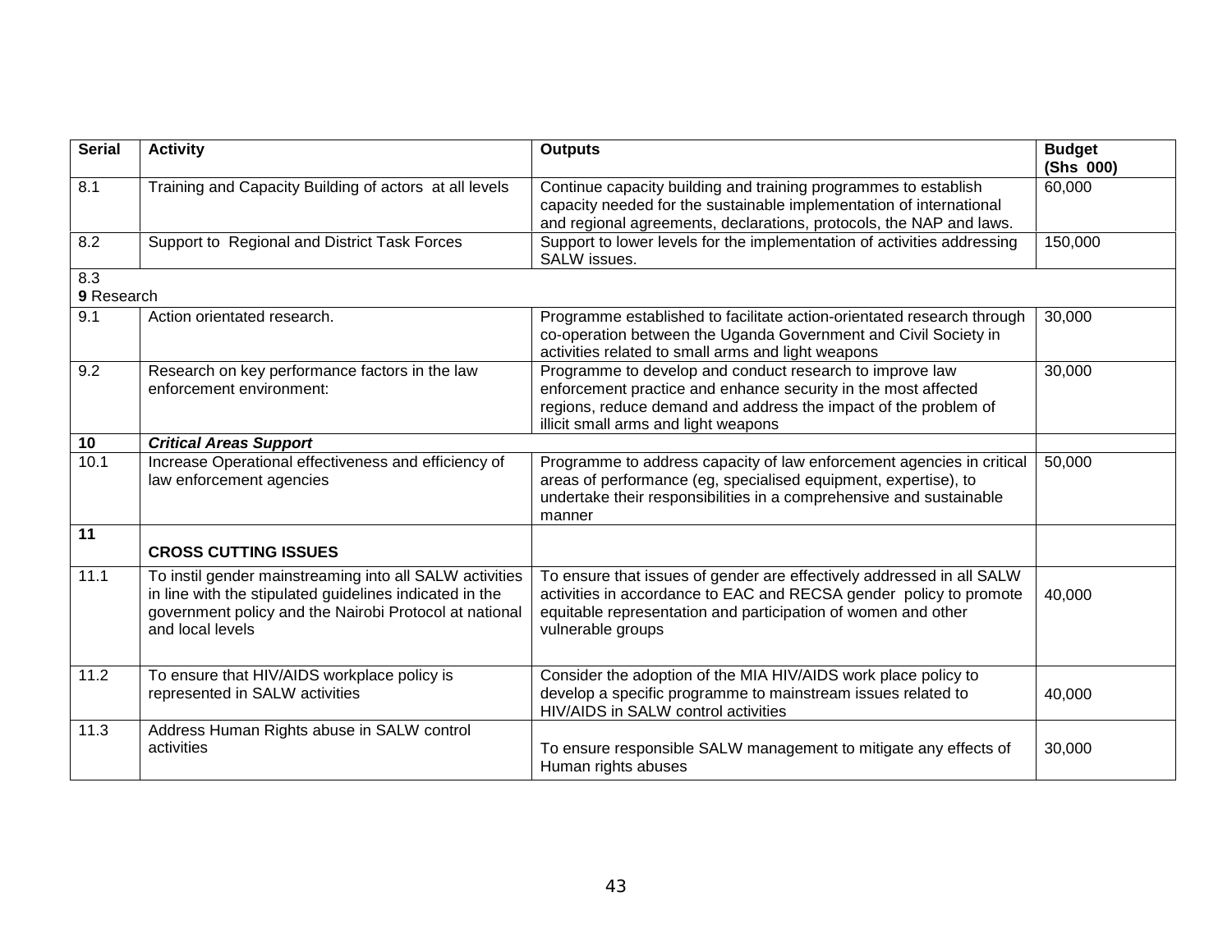| Serial | Activity | Outputs | Budget (Shs 000) |
|---|---|---|---|
| 8.1 | Training and Capacity Building of actors at all levels | Continue capacity building and training programmes to establish capacity needed for the sustainable implementation of international and regional agreements, declarations, protocols, the NAP and laws. | 60,000 |
| 8.2 | Support to Regional and District Task Forces | Support to lower levels for the implementation of activities addressing SALW issues. | 150,000 |
| 8.3 | | | |
| **9** Research | | | |
| 9.1 | Action orientated research. | Programme established to facilitate action-orientated research through co-operation between the Uganda Government and Civil Society in activities related to small arms and light weapons | 30,000 |
| 9.2 | Research on key performance factors in the law enforcement environment: | Programme to develop and conduct research to improve law enforcement practice and enhance security in the most affected regions, reduce demand and address the impact of the problem of illicit small arms and light weapons | 30,000 |
| **10** | ***Critical Areas Support*** | | |
| 10.1 | Increase Operational effectiveness and efficiency of law enforcement agencies | Programme to address capacity of law enforcement agencies in critical areas of performance (eg, specialised equipment, expertise), to undertake their responsibilities in a comprehensive and sustainable manner | 50,000 |
| **11** | **CROSS CUTTING ISSUES** | | |
| 11.1 | To instil gender mainstreaming into all SALW activities in line with the stipulated guidelines indicated in the government policy and the Nairobi Protocol at national and local levels | To ensure that issues of gender are effectively addressed in all SALW activities in accordance to EAC and RECSA gender policy to promote equitable representation and participation of women and other vulnerable groups | 40,000 |
| 11.2 | To ensure that HIV/AIDS workplace policy is represented in SALW activities | Consider the adoption of the MIA HIV/AIDS work place policy to develop a specific programme to mainstream issues related to HIV/AIDS in SALW control activities | 40,000 |
| 11.3 | Address Human Rights abuse in SALW control activities | To ensure responsible SALW management to mitigate any effects of Human rights abuses | 30,000 |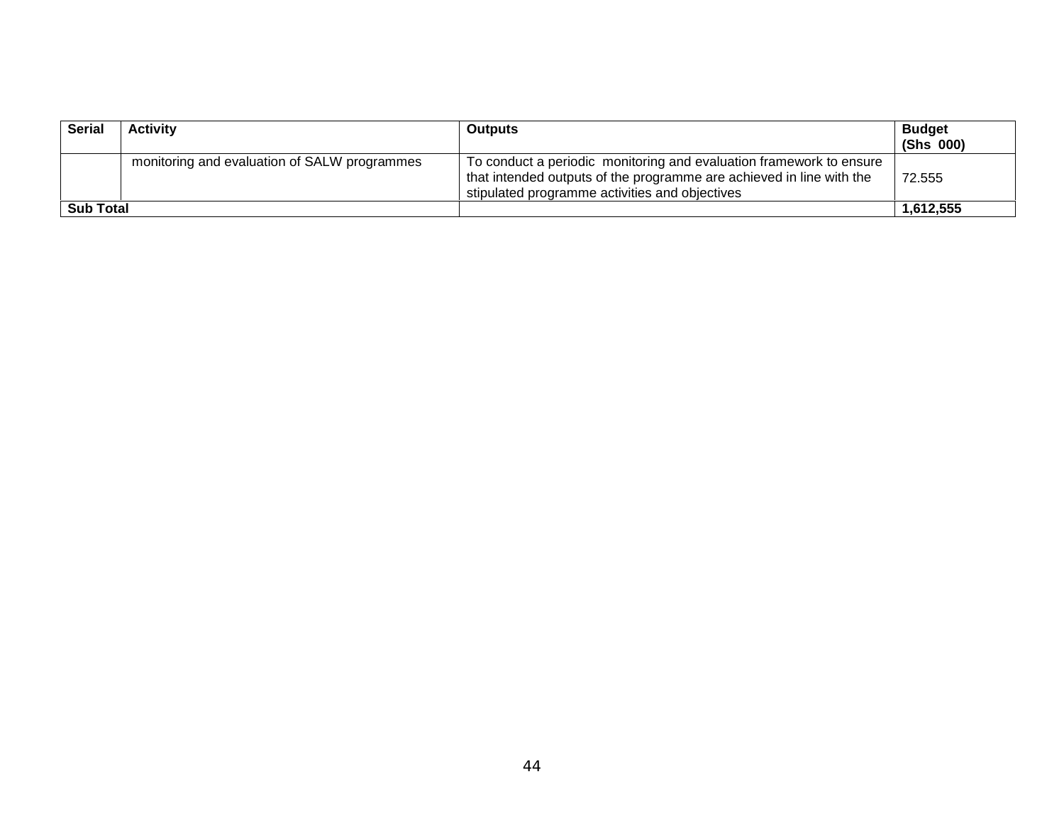| Serial | Activity | Outputs | Budget (Shs 000) |
|---|---|---|---|
| | monitoring and evaluation of SALW programmes | To conduct a periodic monitoring and evaluation framework to ensure that intended outputs of the programme are achieved in line with the stipulated programme activities and objectives | 72.555 |
| **Sub Total** | | | **1,612,555** |